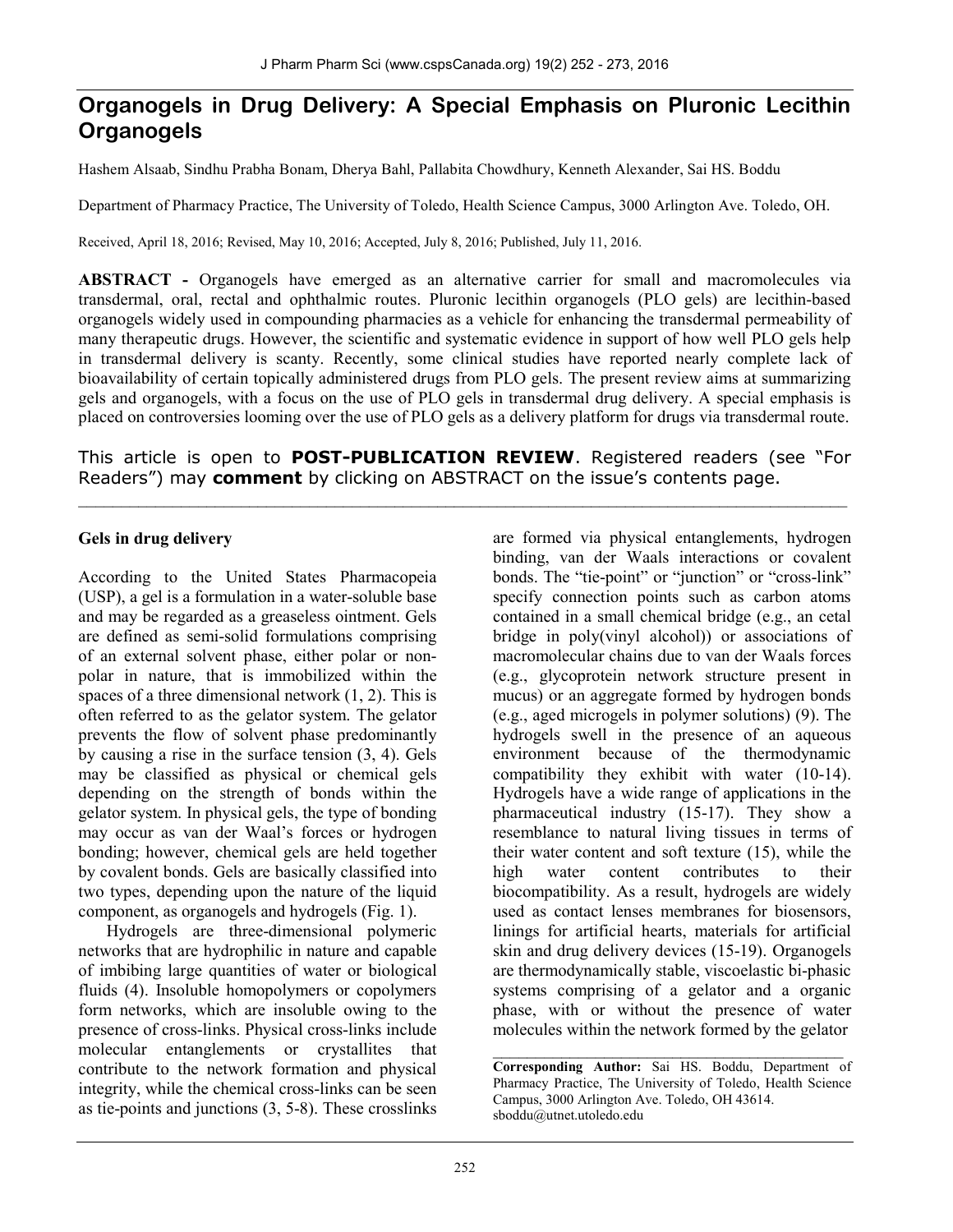# Organogels in Drug Delivery: A Special Emphasis on Pluronic Lecithin Organogels

Hashem Alsaab, Sindhu Prabha Bonam, Dherya Bahl, Pallabita Chowdhury, Kenneth Alexander, Sai HS. Boddu

Department of Pharmacy Practice, The University of Toledo, Health Science Campus, 3000 Arlington Ave. Toledo, OH.

Received, April 18, 2016; Revised, May 10, 2016; Accepted, July 8, 2016; Published, July 11, 2016.

**ABSTRACT -** Organogels have emerged as an alternative carrier for small and macromolecules via transdermal, oral, rectal and ophthalmic routes. Pluronic lecithin organogels (PLO gels) are lecithin-based organogels widely used in compounding pharmacies as a vehicle for enhancing the transdermal permeability of many therapeutic drugs. However, the scientific and systematic evidence in support of how well PLO gels help in transdermal delivery is scanty. Recently, some clinical studies have reported nearly complete lack of bioavailability of certain topically administered drugs from PLO gels. The present review aims at summarizing gels and organogels, with a focus on the use of PLO gels in transdermal drug delivery. A special emphasis is placed on controversies looming over the use of PLO gels as a delivery platform for drugs via transdermal route.

This article is open to **POST-PUBLICATION REVIEW**. Registered readers (see "For Readers") may **comment** by clicking on ABSTRACT on the issue's contents page.

## Gels in drug delivery

According to the United States Pharmacopeia (USP), a gel is a formulation in a water-soluble base and may be regarded as a greaseless ointment. Gels are defined as semi-solid formulations comprising of an external solvent phase, either polar or non-polar in nature, that is immobilized within the spaces of a three dimensional network (1, 2). This is often referred to as the gelator system. The gelator prevents the flow of solvent phase predominantly by causing a rise in the surface tension (3, 4). Gels may be classified as physical or chemical gels depending on the strength of bonds within the gelator system. In physical gels, the type of bonding may occur as van der Waal's forces or hydrogen bonding; however, chemical gels are held together by covalent bonds. Gels are basically classified into two types, depending upon the nature of the liquid component, as organogels and hydrogels (Fig. 1).

Hydrogels are three-dimensional polymeric networks that are hydrophilic in nature and capable of imbibing large quantities of water or biological fluids (4). Insoluble homopolymers or copolymers form networks, which are insoluble owing to the presence of cross-links. Physical cross-links include molecular entanglements or crystallites that contribute to the network formation and physical integrity, while the chemical cross-links can be seen as tie-points and junctions (3, 5-8). These crosslinks are formed via physical entanglements, hydrogen binding, van der Waals interactions or covalent bonds. The "tie-point" or "junction" or "cross-link" specify connection points such as carbon atoms contained in a small chemical bridge (e.g., an cetal bridge in poly(vinyl alcohol)) or associations of macromolecular chains due to van der Waals forces (e.g., glycoprotein network structure present in mucus) or an aggregate formed by hydrogen bonds (e.g., aged microgels in polymer solutions) (9). The hydrogels swell in the presence of an aqueous environment because of the thermodynamic compatibility they exhibit with water (10-14). Hydrogels have a wide range of applications in the pharmaceutical industry (15-17). They show a resemblance to natural living tissues in terms of their water content and soft texture (15), while the high water content contributes to their biocompatibility. As a result, hydrogels are widely used as contact lenses membranes for biosensors, linings for artificial hearts, materials for artificial skin and drug delivery devices (15-19). Organogels are thermodynamically stable, viscoelastic bi-phasic systems comprising of a gelator and a organic phase, with or without the presence of water molecules within the network formed by the gelator

---

**Corresponding Author:** Sai HS. Boddu, Department of Pharmacy Practice, The University of Toledo, Health Science Campus, 3000 Arlington Ave. Toledo, OH 43614. sboddu@utnet.utoledo.edu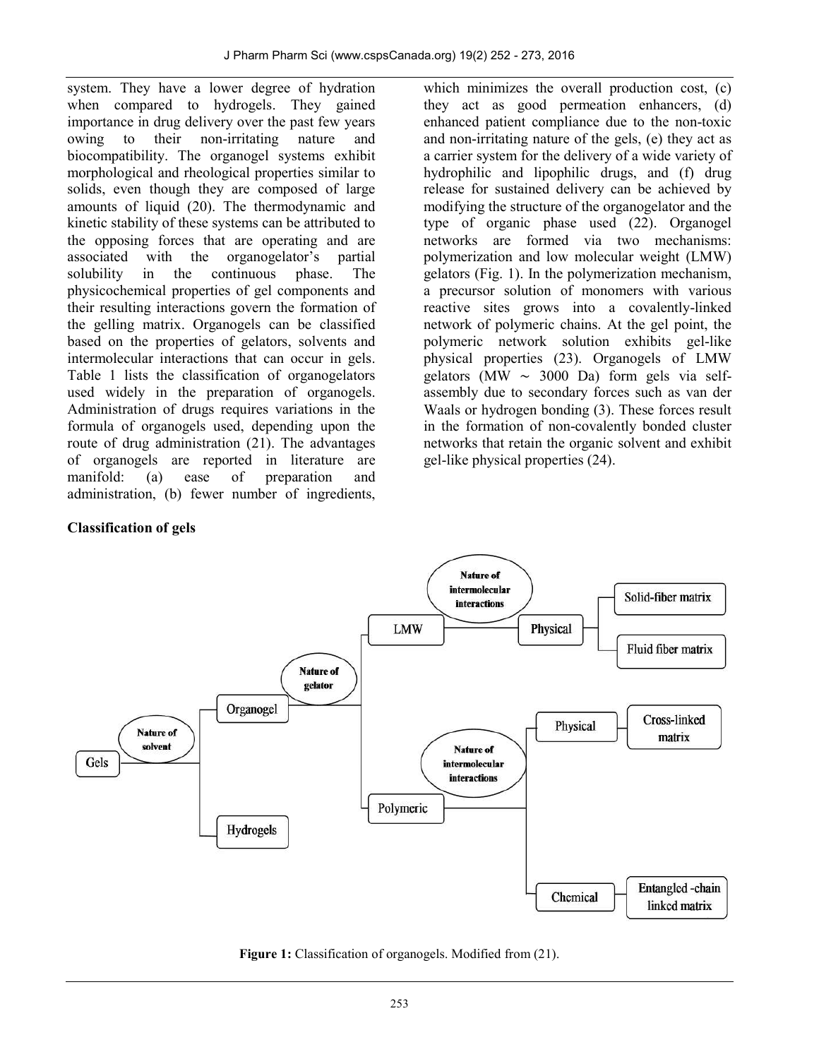system. They have a lower degree of hydration when compared to hydrogels. They gained importance in drug delivery over the past few years owing to their non-irritating nature and biocompatibility. The organogel systems exhibit morphological and rheological properties similar to solids, even though they are composed of large amounts of liquid (20). The thermodynamic and kinetic stability of these systems can be attributed to the opposing forces that are operating and are associated with the organogelator's partial solubility in the continuous phase. The physicochemical properties of gel components and their resulting interactions govern the formation of the gelling matrix. Organogels can be classified based on the properties of gelators, solvents and intermolecular interactions that can occur in gels. Table 1 lists the classification of organogelators used widely in the preparation of organogels. Administration of drugs requires variations in the formula of organogels used, depending upon the route of drug administration (21). The advantages of organogels are reported in literature are manifold: (a) ease of preparation and administration, (b) fewer number of ingredients, which minimizes the overall production cost, (c) they act as good permeation enhancers, (d) enhanced patient compliance due to the non-toxic and non-irritating nature of the gels, (e) they act as a carrier system for the delivery of a wide variety of hydrophilic and lipophilic drugs, and (f) drug release for sustained delivery can be achieved by modifying the structure of the organogelator and the type of organic phase used (22). Organogel networks are formed via two mechanisms: polymerization and low molecular weight (LMW) gelators (Fig. 1). In the polymerization mechanism, a precursor solution of monomers with various reactive sites grows into a covalently-linked network of polymeric chains. At the gel point, the polymeric network solution exhibits gel-like physical properties (23). Organogels of LMW gelators (MW ~ 3000 Da) form gels via self-assembly due to secondary forces such as van der Waals or hydrogen bonding (3). These forces result in the formation of non-covalently bonded cluster networks that retain the organic solvent and exhibit gel-like physical properties (24).

**Classification of gels**

```
Gels ──(Nature of solvent)──┬── Organogel ──(Nature of gelator)──┬── LMW ──(Nature of intermolecular interactions)── Physical ──┬── Solid-fiber matrix
                            │                                     │                                                              └── Fluid fiber matrix
                            │                                     └── Polymeric ──(Nature of intermolecular interactions)──┬── Physical ── Cross-linked matrix
                            │                                                                                              └── Chemical ── Entangled-chain linked matrix
                            └── Hydrogels
```

**Figure 1:** Classification of organogels. Modified from (21).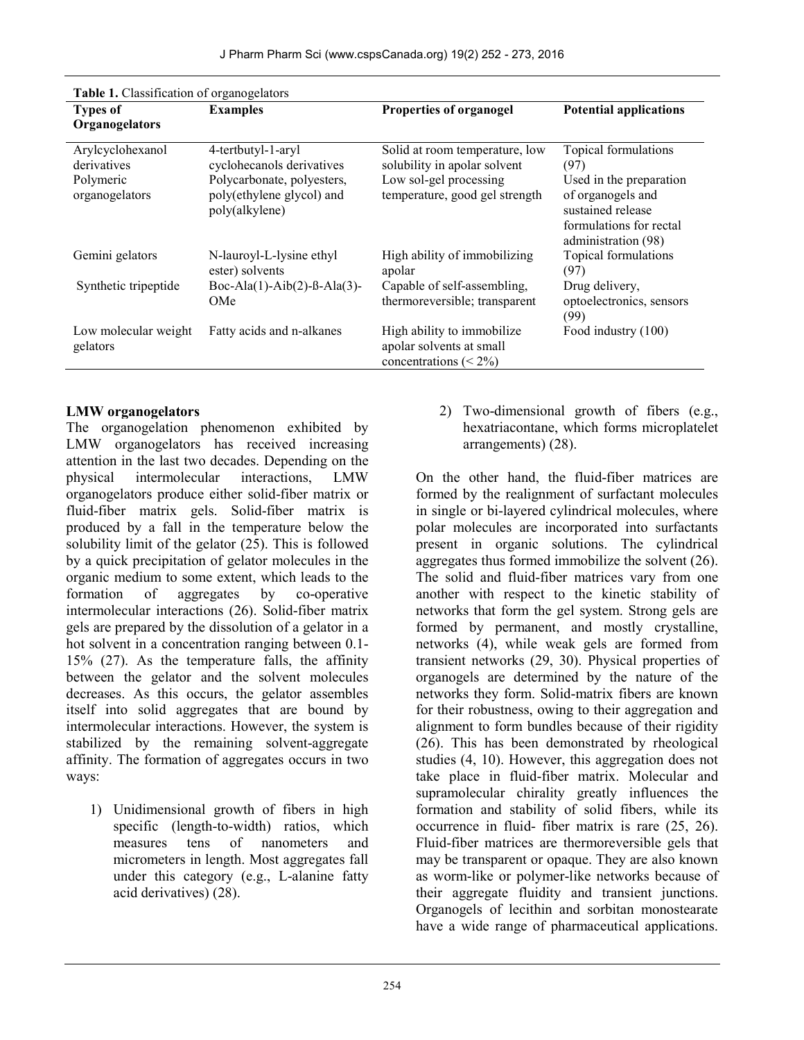**Table 1.** Classification of organogelators

| Types of Organogelators | Examples | Properties of organogel | Potential applications |
|---|---|---|---|
| Arylcyclohexanol derivatives | 4-tertbutyl-1-aryl cyclohecanols derivatives | Solid at room temperature, low solubility in apolar solvent | Topical formulations (97) |
| Polymeric organogelators | Polycarbonate, polyesters, poly(ethylene glycol) and poly(alkylene) | Low sol-gel processing temperature, good gel strength | Used in the preparation of organogels and sustained release formulations for rectal administration (98) |
| Gemini gelators | N-lauroyl-L-lysine ethyl ester) solvents | High ability of immobilizing apolar | Topical formulations (97) |
| Synthetic tripeptide | Boc-Ala(1)-Aib(2)-ß-Ala(3)-OMe | Capable of self-assembling, thermoreversible; transparent | Drug delivery, optoelectronics, sensors (99) |
| Low molecular weight gelators | Fatty acids and n-alkanes | High ability to immobilize apolar solvents at small concentrations (< 2%) | Food industry (100) |

**LMW organogelators**

The organogelation phenomenon exhibited by LMW organogelators has received increasing attention in the last two decades. Depending on the physical intermolecular interactions, LMW organogelators produce either solid-fiber matrix or fluid-fiber matrix gels. Solid-fiber matrix is produced by a fall in the temperature below the solubility limit of the gelator (25). This is followed by a quick precipitation of gelator molecules in the organic medium to some extent, which leads to the formation of aggregates by co-operative intermolecular interactions (26). Solid-fiber matrix gels are prepared by the dissolution of a gelator in a hot solvent in a concentration ranging between 0.1-15% (27). As the temperature falls, the affinity between the gelator and the solvent molecules decreases. As this occurs, the gelator assembles itself into solid aggregates that are bound by intermolecular interactions. However, the system is stabilized by the remaining solvent-aggregate affinity. The formation of aggregates occurs in two ways:

1) Unidimensional growth of fibers in high specific (length-to-width) ratios, which measures tens of nanometers and micrometers in length. Most aggregates fall under this category (e.g., L-alanine fatty acid derivatives) (28).
2) Two-dimensional growth of fibers (e.g., hexatriacontane, which forms microplatelet arrangements) (28).

On the other hand, the fluid-fiber matrices are formed by the realignment of surfactant molecules in single or bi-layered cylindrical molecules, where polar molecules are incorporated into surfactants present in organic solutions. The cylindrical aggregates thus formed immobilize the solvent (26). The solid and fluid-fiber matrices vary from one another with respect to the kinetic stability of networks that form the gel system. Strong gels are formed by permanent, and mostly crystalline, networks (4), while weak gels are formed from transient networks (29, 30). Physical properties of organogels are determined by the nature of the networks they form. Solid-matrix fibers are known for their robustness, owing to their aggregation and alignment to form bundles because of their rigidity (26). This has been demonstrated by rheological studies (4, 10). However, this aggregation does not take place in fluid-fiber matrix. Molecular and supramolecular chirality greatly influences the formation and stability of solid fibers, while its occurrence in fluid- fiber matrix is rare (25, 26). Fluid-fiber matrices are thermoreversible gels that may be transparent or opaque. They are also known as worm-like or polymer-like networks because of their aggregate fluidity and transient junctions. Organogels of lecithin and sorbitan monostearate have a wide range of pharmaceutical applications.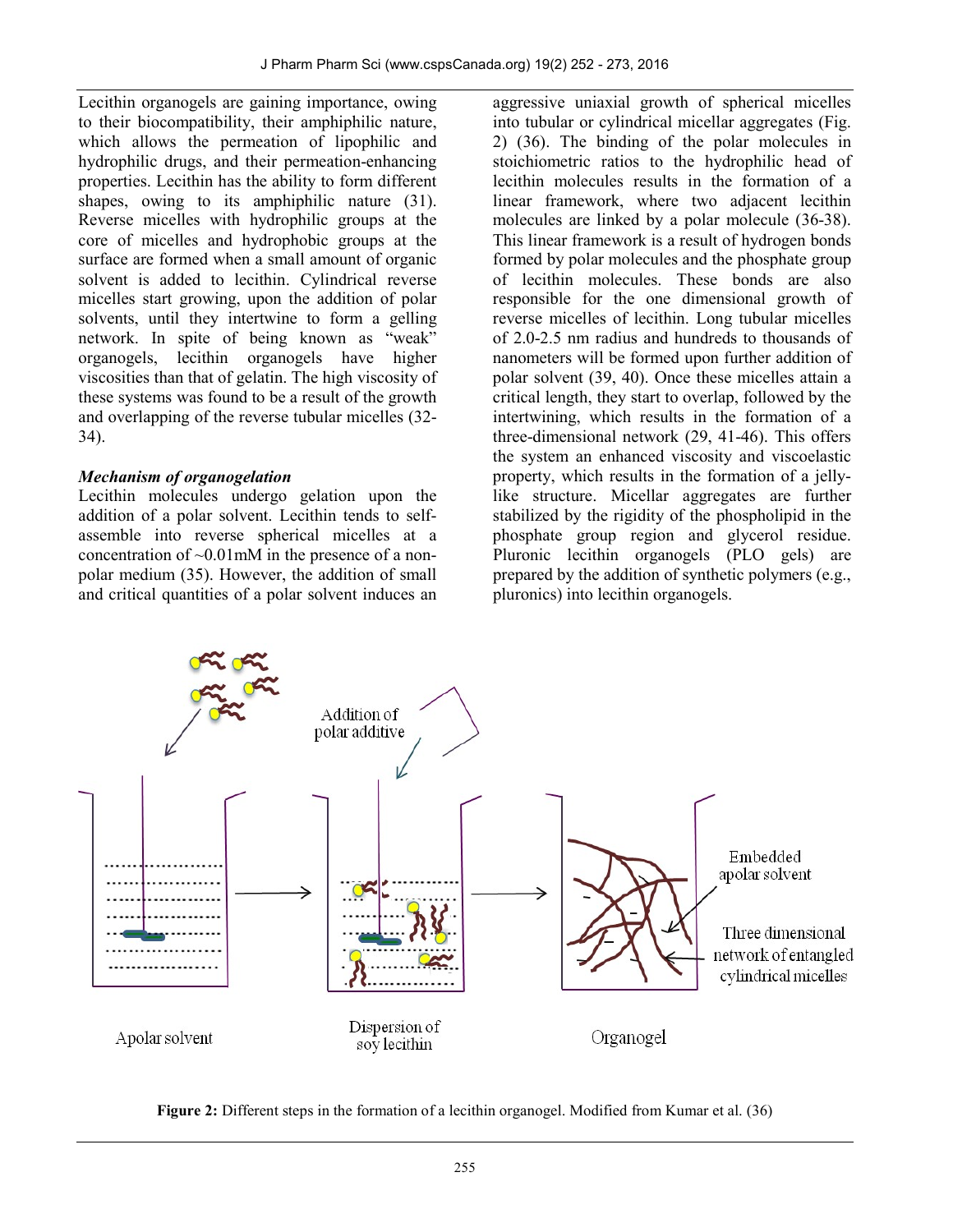Lecithin organogels are gaining importance, owing to their biocompatibility, their amphiphilic nature, which allows the permeation of lipophilic and hydrophilic drugs, and their permeation-enhancing properties. Lecithin has the ability to form different shapes, owing to its amphiphilic nature (31). Reverse micelles with hydrophilic groups at the core of micelles and hydrophobic groups at the surface are formed when a small amount of organic solvent is added to lecithin. Cylindrical reverse micelles start growing, upon the addition of polar solvents, until they intertwine to form a gelling network. In spite of being known as "weak" organogels, lecithin organogels have higher viscosities than that of gelatin. The high viscosity of these systems was found to be a result of the growth and overlapping of the reverse tubular micelles (32-34).

***Mechanism of organogelation***

Lecithin molecules undergo gelation upon the addition of a polar solvent. Lecithin tends to self-assemble into reverse spherical micelles at a concentration of ~0.01mM in the presence of a non-polar medium (35). However, the addition of small and critical quantities of a polar solvent induces an aggressive uniaxial growth of spherical micelles into tubular or cylindrical micellar aggregates (Fig. 2) (36). The binding of the polar molecules in stoichiometric ratios to the hydrophilic head of lecithin molecules results in the formation of a linear framework, where two adjacent lecithin molecules are linked by a polar molecule (36-38). This linear framework is a result of hydrogen bonds formed by polar molecules and the phosphate group of lecithin molecules. These bonds are also responsible for the one dimensional growth of reverse micelles of lecithin. Long tubular micelles of 2.0-2.5 nm radius and hundreds to thousands of nanometers will be formed upon further addition of polar solvent (39, 40). Once these micelles attain a critical length, they start to overlap, followed by the intertwining, which results in the formation of a three-dimensional network (29, 41-46). This offers the system an enhanced viscosity and viscoelastic property, which results in the formation of a jelly-like structure. Micellar aggregates are further stabilized by the rigidity of the phospholipid in the phosphate group region and glycerol residue. Pluronic lecithin organogels (PLO gels) are prepared by the addition of synthetic polymers (e.g., pluronics) into lecithin organogels.

**Figure 2:** Different steps in the formation of a lecithin organogel. Modified from Kumar et al. (36)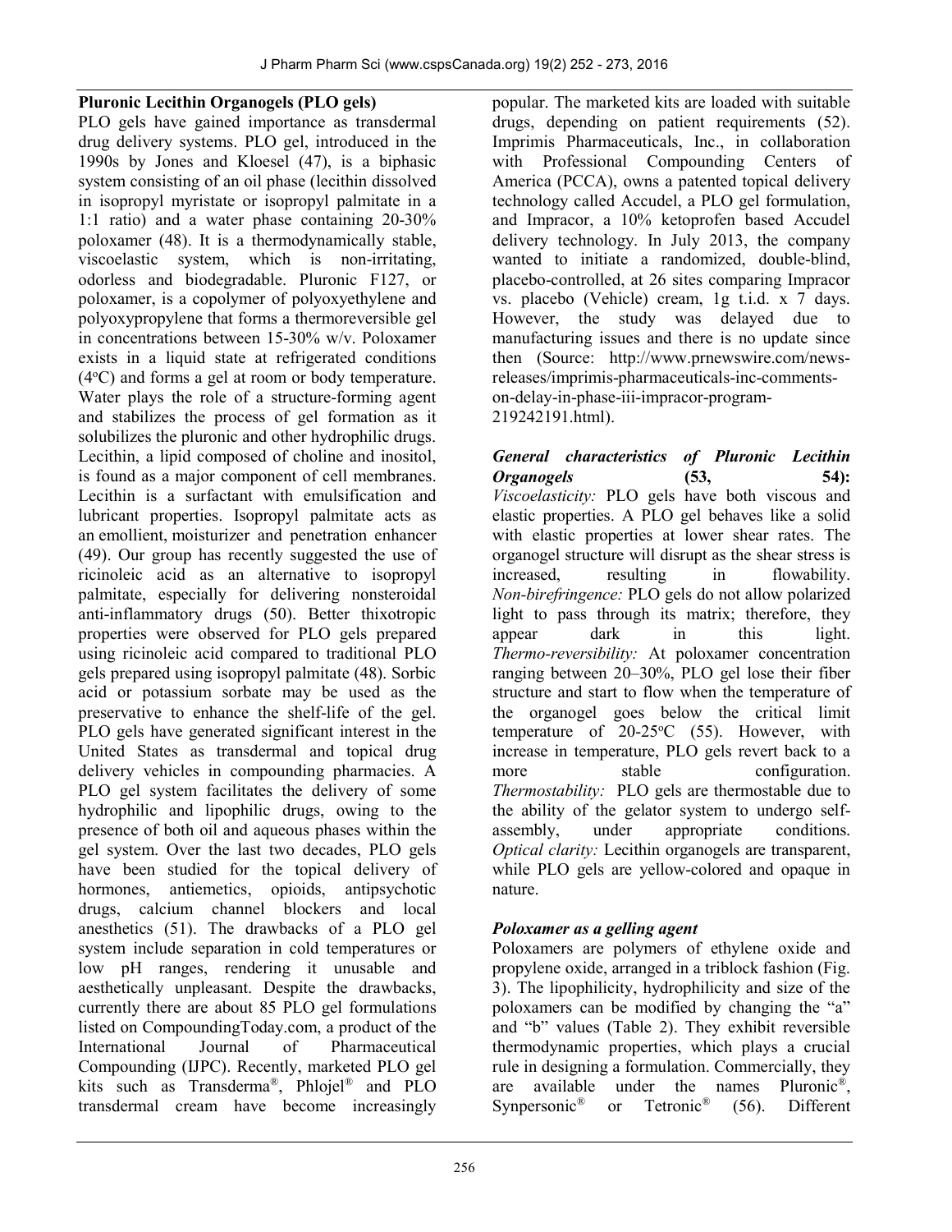## Pluronic Lecithin Organogels (PLO gels)

PLO gels have gained importance as transdermal drug delivery systems. PLO gel, introduced in the 1990s by Jones and Kloesel (47), is a biphasic system consisting of an oil phase (lecithin dissolved in isopropyl myristate or isopropyl palmitate in a 1:1 ratio) and a water phase containing 20-30% poloxamer (48). It is a thermodynamically stable, viscoelastic system, which is non-irritating, odorless and biodegradable. Pluronic F127, or poloxamer, is a copolymer of polyoxyethylene and polyoxypropylene that forms a thermoreversible gel in concentrations between 15-30% w/v. Poloxamer exists in a liquid state at refrigerated conditions (4°C) and forms a gel at room or body temperature. Water plays the role of a structure-forming agent and stabilizes the process of gel formation as it solubilizes the pluronic and other hydrophilic drugs. Lecithin, a lipid composed of choline and inositol, is found as a major component of cell membranes. Lecithin is a surfactant with emulsification and lubricant properties. Isopropyl palmitate acts as an emollient, moisturizer and penetration enhancer (49). Our group has recently suggested the use of ricinoleic acid as an alternative to isopropyl palmitate, especially for delivering nonsteroidal anti-inflammatory drugs (50). Better thixotropic properties were observed for PLO gels prepared using ricinoleic acid compared to traditional PLO gels prepared using isopropyl palmitate (48). Sorbic acid or potassium sorbate may be used as the preservative to enhance the shelf-life of the gel. PLO gels have generated significant interest in the United States as transdermal and topical drug delivery vehicles in compounding pharmacies. A PLO gel system facilitates the delivery of some hydrophilic and lipophilic drugs, owing to the presence of both oil and aqueous phases within the gel system. Over the last two decades, PLO gels have been studied for the topical delivery of hormones, antiemetics, opioids, antipsychotic drugs, calcium channel blockers and local anesthetics (51). The drawbacks of a PLO gel system include separation in cold temperatures or low pH ranges, rendering it unusable and aesthetically unpleasant. Despite the drawbacks, currently there are about 85 PLO gel formulations listed on CompoundingToday.com, a product of the International Journal of Pharmaceutical Compounding (IJPC). Recently, marketed PLO gel kits such as Transderma®, Phlojel® and PLO transdermal cream have become increasingly popular. The marketed kits are loaded with suitable drugs, depending on patient requirements (52). Imprimis Pharmaceuticals, Inc., in collaboration with Professional Compounding Centers of America (PCCA), owns a patented topical delivery technology called Accudel, a PLO gel formulation, and Impracor, a 10% ketoprofen based Accudel delivery technology. In July 2013, the company wanted to initiate a randomized, double-blind, placebo-controlled, at 26 sites comparing Impracor vs. placebo (Vehicle) cream, 1g t.i.d. x 7 days. However, the study was delayed due to manufacturing issues and there is no update since then (Source: http://www.prnewswire.com/news-releases/imprimis-pharmaceuticals-inc-comments-on-delay-in-phase-iii-impracor-program-219242191.html).

### *General characteristics of Pluronic Lecithin Organogels* (53, 54):

*Viscoelasticity:* PLO gels have both viscous and elastic properties. A PLO gel behaves like a solid with elastic properties at lower shear rates. The organogel structure will disrupt as the shear stress is increased, resulting in flowability.

*Non-birefringence:* PLO gels do not allow polarized light to pass through its matrix; therefore, they appear dark in this light.

*Thermo-reversibility:* At poloxamer concentration ranging between 20–30%, PLO gel lose their fiber structure and start to flow when the temperature of the organogel goes below the critical limit temperature of 20-25°C (55). However, with increase in temperature, PLO gels revert back to a more stable configuration.

*Thermostability:* PLO gels are thermostable due to the ability of the gelator system to undergo self-assembly, under appropriate conditions.

*Optical clarity:* Lecithin organogels are transparent, while PLO gels are yellow-colored and opaque in nature.

### *Poloxamer as a gelling agent*

Poloxamers are polymers of ethylene oxide and propylene oxide, arranged in a triblock fashion (Fig. 3). The lipophilicity, hydrophilicity and size of the poloxamers can be modified by changing the "a" and "b" values (Table 2). They exhibit reversible thermodynamic properties, which plays a crucial rule in designing a formulation. Commercially, they are available under the names Pluronic®, Synpersonic® or Tetronic® (56). Different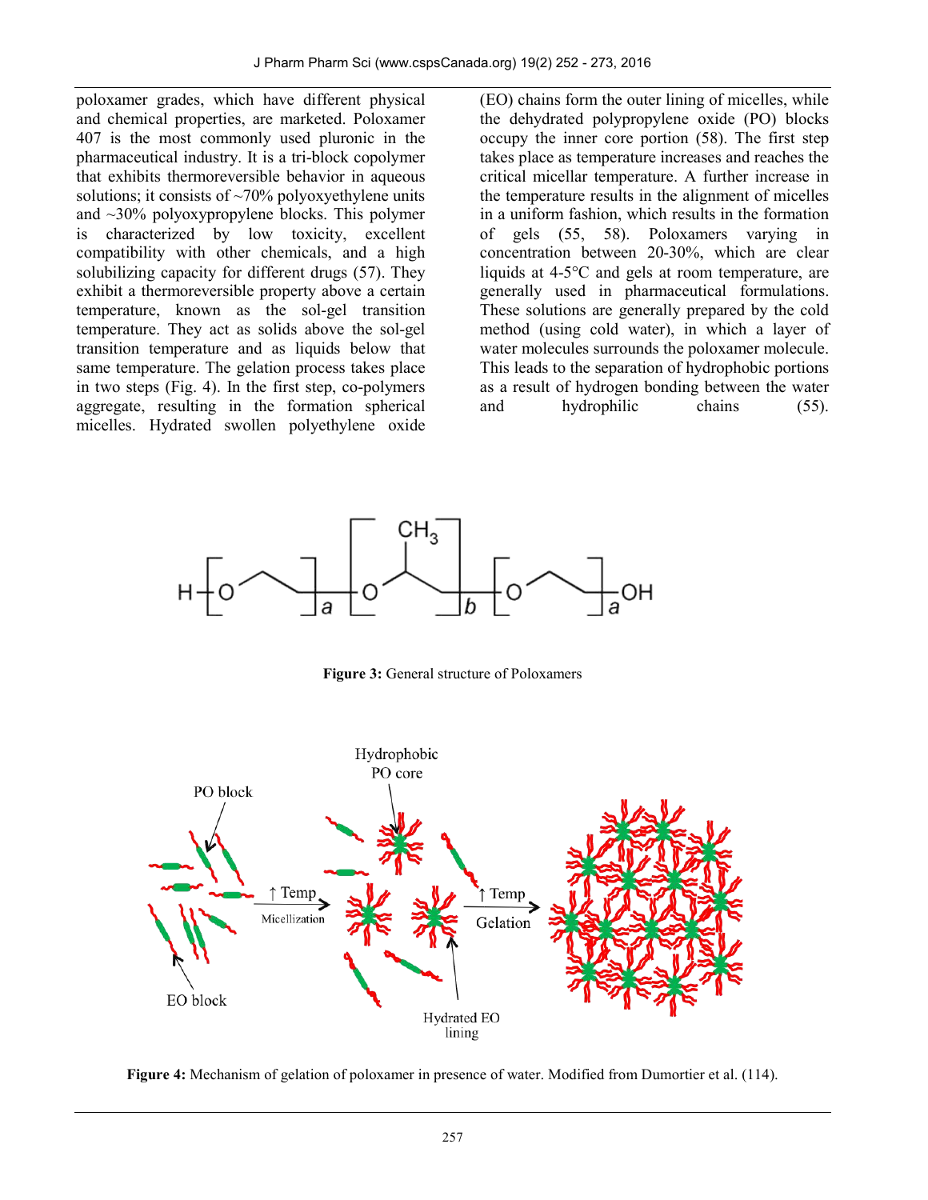poloxamer grades, which have different physical and chemical properties, are marketed. Poloxamer 407 is the most commonly used pluronic in the pharmaceutical industry. It is a tri-block copolymer that exhibits thermoreversible behavior in aqueous solutions; it consists of ~70% polyoxyethylene units and ~30% polyoxypropylene blocks. This polymer is characterized by low toxicity, excellent compatibility with other chemicals, and a high solubilizing capacity for different drugs (57). They exhibit a thermoreversible property above a certain temperature, known as the sol-gel transition temperature. They act as solids above the sol-gel transition temperature and as liquids below that same temperature. The gelation process takes place in two steps (Fig. 4). In the first step, co-polymers aggregate, resulting in the formation spherical micelles. Hydrated swollen polyethylene oxide (EO) chains form the outer lining of micelles, while the dehydrated polypropylene oxide (PO) blocks occupy the inner core portion (58). The first step takes place as temperature increases and reaches the critical micellar temperature. A further increase in the temperature results in the alignment of micelles in a uniform fashion, which results in the formation of gels (55, 58). Poloxamers varying in concentration between 20-30%, which are clear liquids at 4-5°C and gels at room temperature, are generally used in pharmaceutical formulations. These solutions are generally prepared by the cold method (using cold water), in which a layer of water molecules surrounds the poloxamer molecule. This leads to the separation of hydrophobic portions as a result of hydrogen bonding between the water and hydrophilic chains (55).

**Figure 3:** General structure of Poloxamers

**Figure 4:** Mechanism of gelation of poloxamer in presence of water. Modified from Dumortier et al. (114).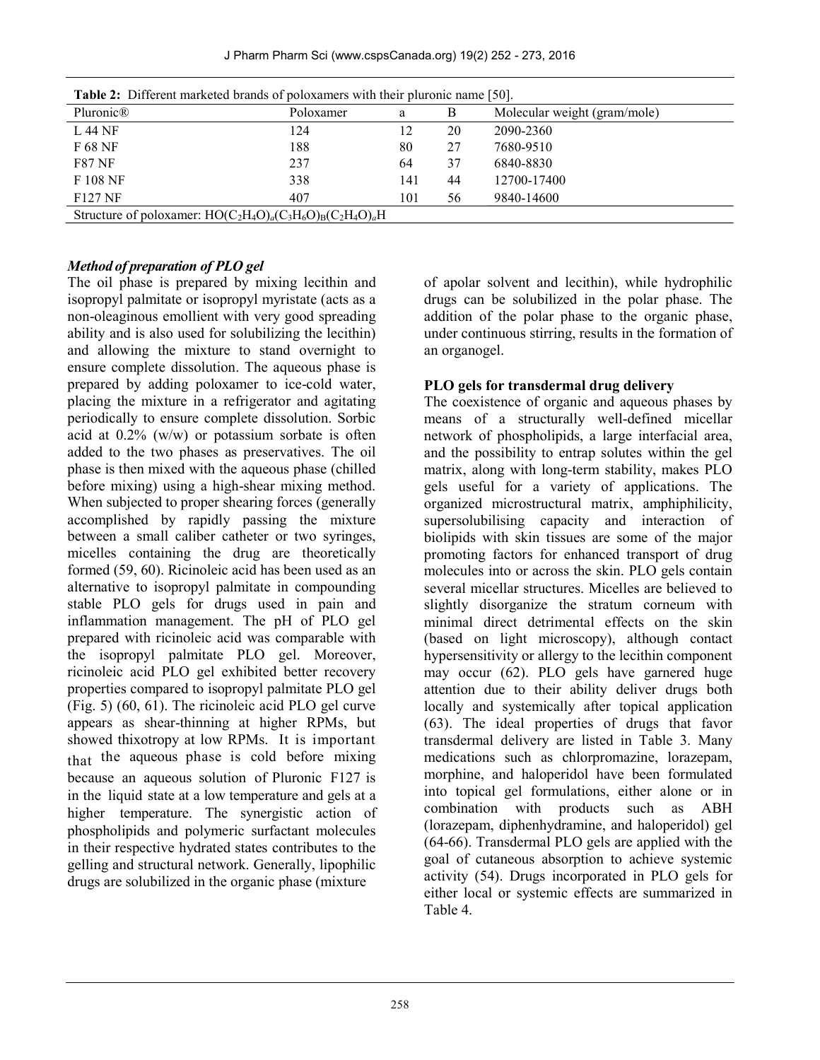**Table 2:** Different marketed brands of poloxamers with their pluronic name [50].

| Pluronic® | Poloxamer | a | B | Molecular weight (gram/mole) |
|---|---|---|---|---|
| L 44 NF | 124 | 12 | 20 | 2090-2360 |
| F 68 NF | 188 | 80 | 27 | 7680-9510 |
| F87 NF | 237 | 64 | 37 | 6840-8830 |
| F 108 NF | 338 | 141 | 44 | 12700-17400 |
| F127 NF | 407 | 101 | 56 | 9840-14600 |
| Structure of poloxamer: $HO(C_2H_4O)_a(C_3H_6O)_B(C_2H_4O)_aH$ | | | | |

### *Method of preparation of PLO gel*

The oil phase is prepared by mixing lecithin and isopropyl palmitate or isopropyl myristate (acts as a non-oleaginous emollient with very good spreading ability and is also used for solubilizing the lecithin) and allowing the mixture to stand overnight to ensure complete dissolution. The aqueous phase is prepared by adding poloxamer to ice-cold water, placing the mixture in a refrigerator and agitating periodically to ensure complete dissolution. Sorbic acid at 0.2% (w/w) or potassium sorbate is often added to the two phases as preservatives. The oil phase is then mixed with the aqueous phase (chilled before mixing) using a high-shear mixing method. When subjected to proper shearing forces (generally accomplished by rapidly passing the mixture between a small caliber catheter or two syringes, micelles containing the drug are theoretically formed (59, 60). Ricinoleic acid has been used as an alternative to isopropyl palmitate in compounding stable PLO gels for drugs used in pain and inflammation management. The pH of PLO gel prepared with ricinoleic acid was comparable with the isopropyl palmitate PLO gel. Moreover, ricinoleic acid PLO gel exhibited better recovery properties compared to isopropyl palmitate PLO gel (Fig. 5) (60, 61). The ricinoleic acid PLO gel curve appears as shear-thinning at higher RPMs, but showed thixotropy at low RPMs. It is important that the aqueous phase is cold before mixing because an aqueous solution of Pluronic F127 is in the liquid state at a low temperature and gels at a higher temperature. The synergistic action of phospholipids and polymeric surfactant molecules in their respective hydrated states contributes to the gelling and structural network. Generally, lipophilic drugs are solubilized in the organic phase (mixture of apolar solvent and lecithin), while hydrophilic drugs can be solubilized in the polar phase. The addition of the polar phase to the organic phase, under continuous stirring, results in the formation of an organogel.

### PLO gels for transdermal drug delivery

The coexistence of organic and aqueous phases by means of a structurally well-defined micellar network of phospholipids, a large interfacial area, and the possibility to entrap solutes within the gel matrix, along with long-term stability, makes PLO gels useful for a variety of applications. The organized microstructural matrix, amphiphilicity, supersolubilising capacity and interaction of biolipids with skin tissues are some of the major promoting factors for enhanced transport of drug molecules into or across the skin. PLO gels contain several micellar structures. Micelles are believed to slightly disorganize the stratum corneum with minimal direct detrimental effects on the skin (based on light microscopy), although contact hypersensitivity or allergy to the lecithin component may occur (62). PLO gels have garnered huge attention due to their ability deliver drugs both locally and systemically after topical application (63). The ideal properties of drugs that favor transdermal delivery are listed in Table 3. Many medications such as chlorpromazine, lorazepam, morphine, and haloperidol have been formulated into topical gel formulations, either alone or in combination with products such as ABH (lorazepam, diphenhydramine, and haloperidol) gel (64-66). Transdermal PLO gels are applied with the goal of cutaneous absorption to achieve systemic activity (54). Drugs incorporated in PLO gels for either local or systemic effects are summarized in Table 4.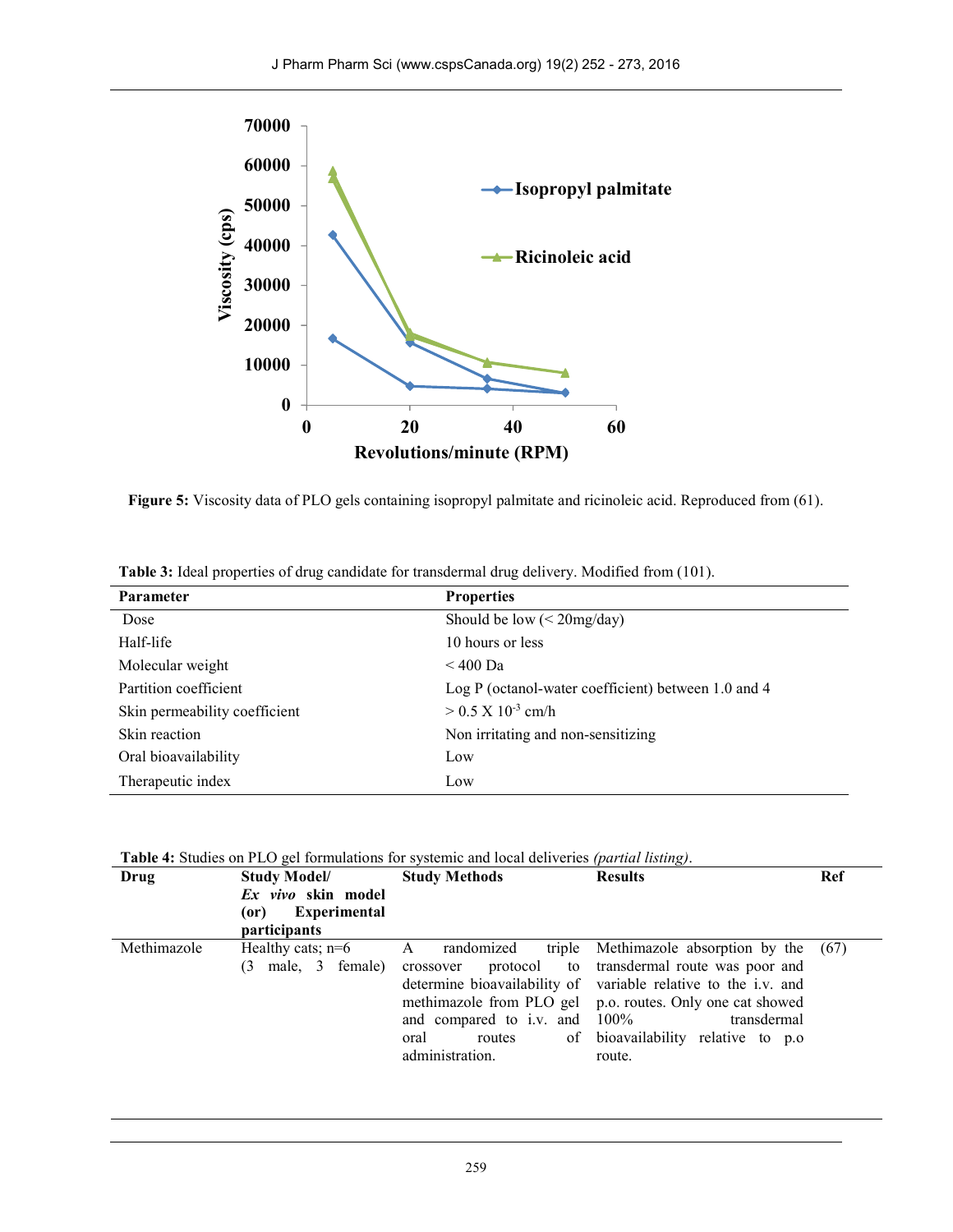**Figure 5:** Viscosity data of PLO gels containing isopropyl palmitate and ricinoleic acid. Reproduced from (61).

**Table 3:** Ideal properties of drug candidate for transdermal drug delivery. Modified from (101).

| Parameter | Properties |
|---|---|
| Dose | Should be low (< 20mg/day) |
| Half-life | 10 hours or less |
| Molecular weight | < 400 Da |
| Partition coefficient | Log P (octanol-water coefficient) between 1.0 and 4 |
| Skin permeability coefficient | > 0.5 X $10^{-3}$ cm/h |
| Skin reaction | Non irritating and non-sensitizing |
| Oral bioavailability | Low |
| Therapeutic index | Low |

**Table 4:** Studies on PLO gel formulations for systemic and local deliveries *(partial listing)*.

| Drug | Study Model/ *Ex vivo* skin model (or) Experimental participants | Study Methods | Results | Ref |
|---|---|---|---|---|
| Methimazole | Healthy cats; n=6 (3 male, 3 female) | A randomized triple crossover protocol to determine bioavailability of methimazole from PLO gel and compared to i.v. and oral routes of administration. | Methimazole absorption by the transdermal route was poor and variable relative to the i.v. and p.o. routes. Only one cat showed 100% transdermal bioavailability relative to p.o route. | (67) |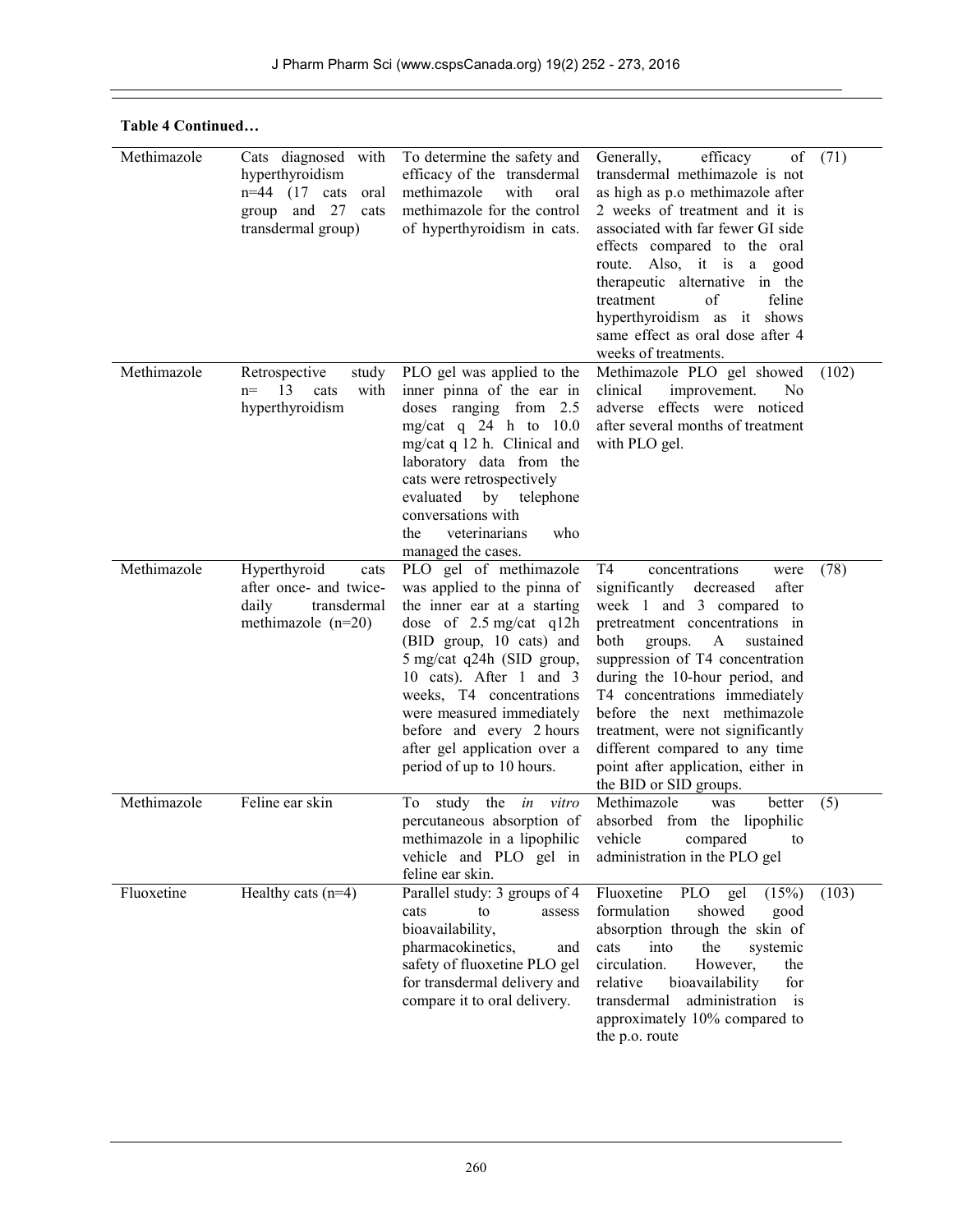**Table 4 Continued…**

| | | | | |
|---|---|---|---|---|
| Methimazole | Cats diagnosed with hyperthyroidism n=44 (17 cats oral group and 27 cats transdermal group) | To determine the safety and efficacy of the transdermal methimazole with oral methimazole for the control of hyperthyroidism in cats. | Generally, efficacy of transdermal methimazole is not as high as p.o methimazole after 2 weeks of treatment and it is associated with far fewer GI side effects compared to the oral route. Also, it is a good therapeutic alternative in the treatment of feline hyperthyroidism as it shows same effect as oral dose after 4 weeks of treatments. | (71) |
| Methimazole | Retrospective study n= 13 cats with hyperthyroidism | PLO gel was applied to the inner pinna of the ear in doses ranging from 2.5 mg/cat q 24 h to 10.0 mg/cat q 12 h. Clinical and laboratory data from the cats were retrospectively evaluated by telephone conversations with the veterinarians who managed the cases. | Methimazole PLO gel showed clinical improvement. No adverse effects were noticed after several months of treatment with PLO gel. | (102) |
| Methimazole | Hyperthyroid cats after once- and twice-daily transdermal methimazole (n=20) | PLO gel of methimazole was applied to the pinna of the inner ear at a starting dose of 2.5 mg/cat q12h (BID group, 10 cats) and 5 mg/cat q24h (SID group, 10 cats). After 1 and 3 weeks, T4 concentrations were measured immediately before and every 2 hours after gel application over a period of up to 10 hours. | T4 concentrations were significantly decreased after week 1 and 3 compared to pretreatment concentrations in both groups. A sustained suppression of T4 concentration during the 10-hour period, and T4 concentrations immediately before the next methimazole treatment, were not significantly different compared to any time point after application, either in the BID or SID groups. | (78) |
| Methimazole | Feline ear skin | To study the *in vitro* percutaneous absorption of methimazole in a lipophilic vehicle and PLO gel in feline ear skin. | Methimazole was better absorbed from the lipophilic vehicle compared to administration in the PLO gel | (5) |
| Fluoxetine | Healthy cats (n=4) | Parallel study: 3 groups of 4 cats to assess bioavailability, pharmacokinetics, and safety of fluoxetine PLO gel for transdermal delivery and compare it to oral delivery. | Fluoxetine PLO gel (15%) formulation showed good absorption through the skin of cats into the systemic circulation. However, the relative bioavailability for transdermal administration is approximately 10% compared to the p.o. route | (103) |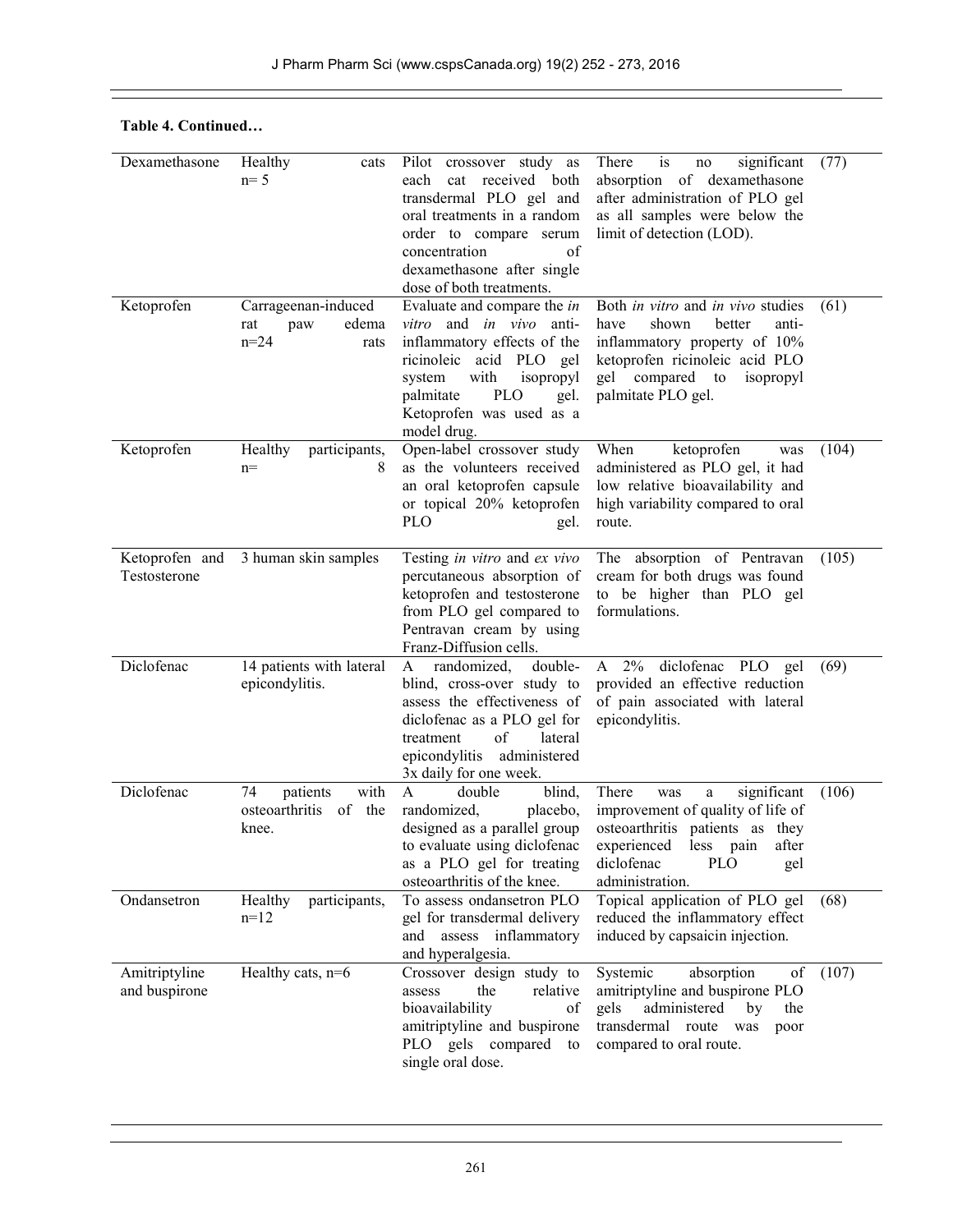**Table 4. Continued…**

| | | | | |
|---|---|---|---|---|
| Dexamethasone | Healthy cats n= 5 | Pilot crossover study as each cat received both transdermal PLO gel and oral treatments in a random order to compare serum concentration of dexamethasone after single dose of both treatments. | There is no significant absorption of dexamethasone after administration of PLO gel as all samples were below the limit of detection (LOD). | (77) |
| Ketoprofen | Carrageenan-induced rat paw edema n=24 rats | Evaluate and compare the *in vitro* and *in vivo* anti-inflammatory effects of the ricinoleic acid PLO gel system with isopropyl palmitate PLO gel. Ketoprofen was used as a model drug. | Both *in vitro* and *in vivo* studies have shown better anti-inflammatory property of 10% ketoprofen ricinoleic acid PLO gel compared to isopropyl palmitate PLO gel. | (61) |
| Ketoprofen | Healthy participants, n= 8 | Open-label crossover study as the volunteers received an oral ketoprofen capsule or topical 20% ketoprofen PLO gel. | When ketoprofen was administered as PLO gel, it had low relative bioavailability and high variability compared to oral route. | (104) |
| Ketoprofen and Testosterone | 3 human skin samples | Testing *in vitro* and *ex vivo* percutaneous absorption of ketoprofen and testosterone from PLO gel compared to Pentravan cream by using Franz-Diffusion cells. | The absorption of Pentravan cream for both drugs was found to be higher than PLO gel formulations. | (105) |
| Diclofenac | 14 patients with lateral epicondylitis. | A randomized, double-blind, cross-over study to assess the effectiveness of diclofenac as a PLO gel for treatment of lateral epicondylitis administered 3x daily for one week. | A 2% diclofenac PLO gel provided an effective reduction of pain associated with lateral epicondylitis. | (69) |
| Diclofenac | 74 patients with osteoarthritis of the knee. | A double blind, randomized, placebo, designed as a parallel group to evaluate using diclofenac as a PLO gel for treating osteoarthritis of the knee. | There was a significant improvement of quality of life of osteoarthritis patients as they experienced less pain after diclofenac PLO gel administration. | (106) |
| Ondansetron | Healthy participants, n=12 | To assess ondansetron PLO gel for transdermal delivery and assess inflammatory and hyperalgesia. | Topical application of PLO gel reduced the inflammatory effect induced by capsaicin injection. | (68) |
| Amitriptyline and buspirone | Healthy cats, n=6 | Crossover design study to assess the relative bioavailability of amitriptyline and buspirone PLO gels compared to single oral dose. | Systemic absorption of amitriptyline and buspirone PLO gels administered by the transdermal route was poor compared to oral route. | (107) |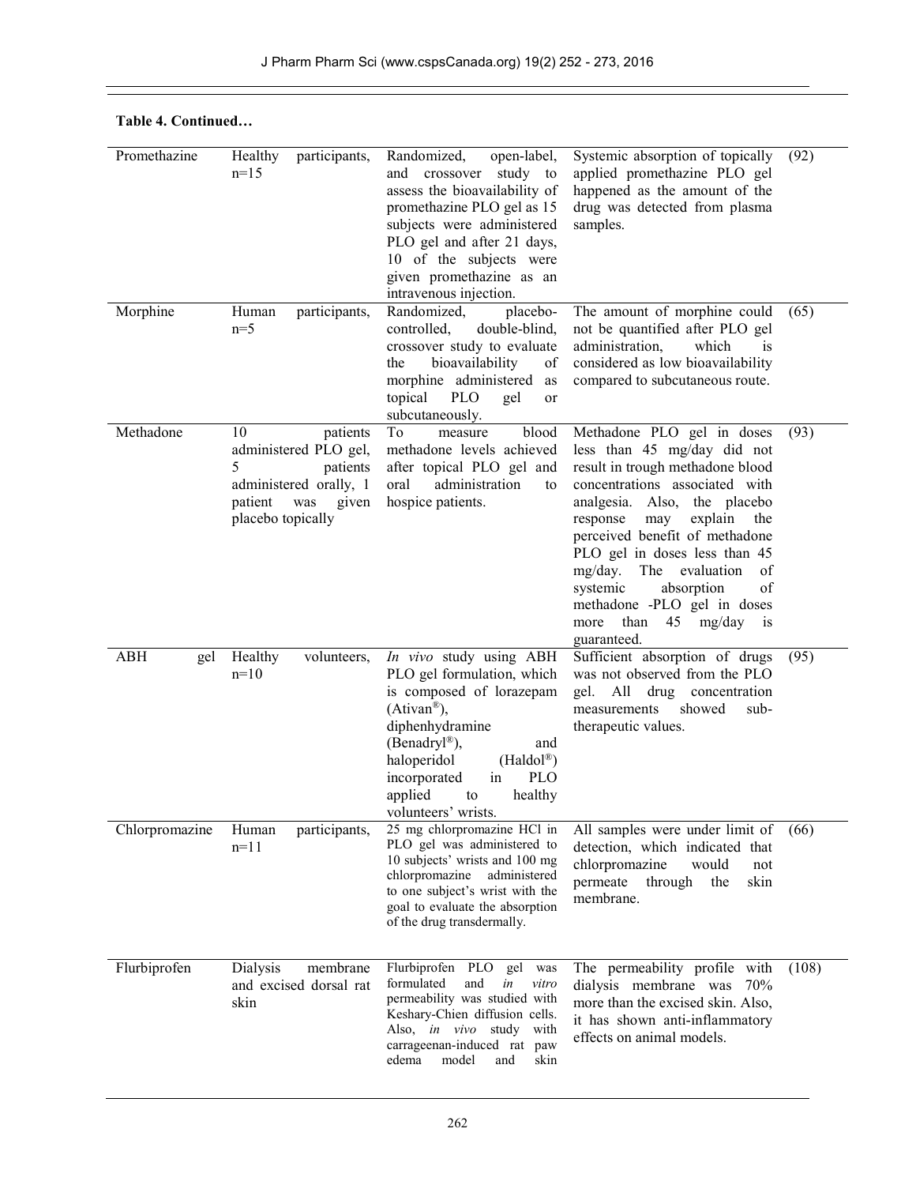**Table 4. Continued…**

| | | | | |
|---|---|---|---|---|
| Promethazine | Healthy participants, n=15 | Randomized, open-label, and crossover study to assess the bioavailability of promethazine PLO gel as 15 subjects were administered PLO gel and after 21 days, 10 of the subjects were given promethazine as an intravenous injection. | Systemic absorption of topically applied promethazine PLO gel happened as the amount of the drug was detected from plasma samples. | (92) |
| Morphine | Human participants, n=5 | Randomized, placebo-controlled, double-blind, crossover study to evaluate the bioavailability of morphine administered as topical PLO gel or subcutaneously. | The amount of morphine could not be quantified after PLO gel administration, which is considered as low bioavailability compared to subcutaneous route. | (65) |
| Methadone | 10 patients administered PLO gel, 5 patients administered orally, 1 patient was given placebo topically | To measure blood methadone levels achieved after topical PLO gel and oral administration to hospice patients. | Methadone PLO gel in doses less than 45 mg/day did not result in trough methadone blood concentrations associated with analgesia. Also, the placebo response may explain the perceived benefit of methadone PLO gel in doses less than 45 mg/day. The evaluation of systemic absorption of methadone -PLO gel in doses more than 45 mg/day is guaranteed. | (93) |
| ABH gel | Healthy volunteers, n=10 | *In vivo* study using ABH PLO gel formulation, which is composed of lorazepam (Ativan®), diphenhydramine (Benadryl®), and haloperidol (Haldol®) incorporated in PLO applied to healthy volunteers' wrists. | Sufficient absorption of drugs was not observed from the PLO gel. All drug concentration measurements showed sub-therapeutic values. | (95) |
| Chlorpromazine | Human participants, n=11 | 25 mg chlorpromazine HCl in PLO gel was administered to 10 subjects' wrists and 100 mg chlorpromazine administered to one subject's wrist with the goal to evaluate the absorption of the drug transdermally. | All samples were under limit of detection, which indicated that chlorpromazine would not permeate through the skin membrane. | (66) |
| Flurbiprofen | Dialysis membrane and excised dorsal rat skin | Flurbiprofen PLO gel was formulated and *in vitro* permeability was studied with Keshary-Chien diffusion cells. Also, *in vivo* study with carrageenan-induced rat paw edema model and skin | The permeability profile with dialysis membrane was 70% more than the excised skin. Also, it has shown anti-inflammatory effects on animal models. | (108) |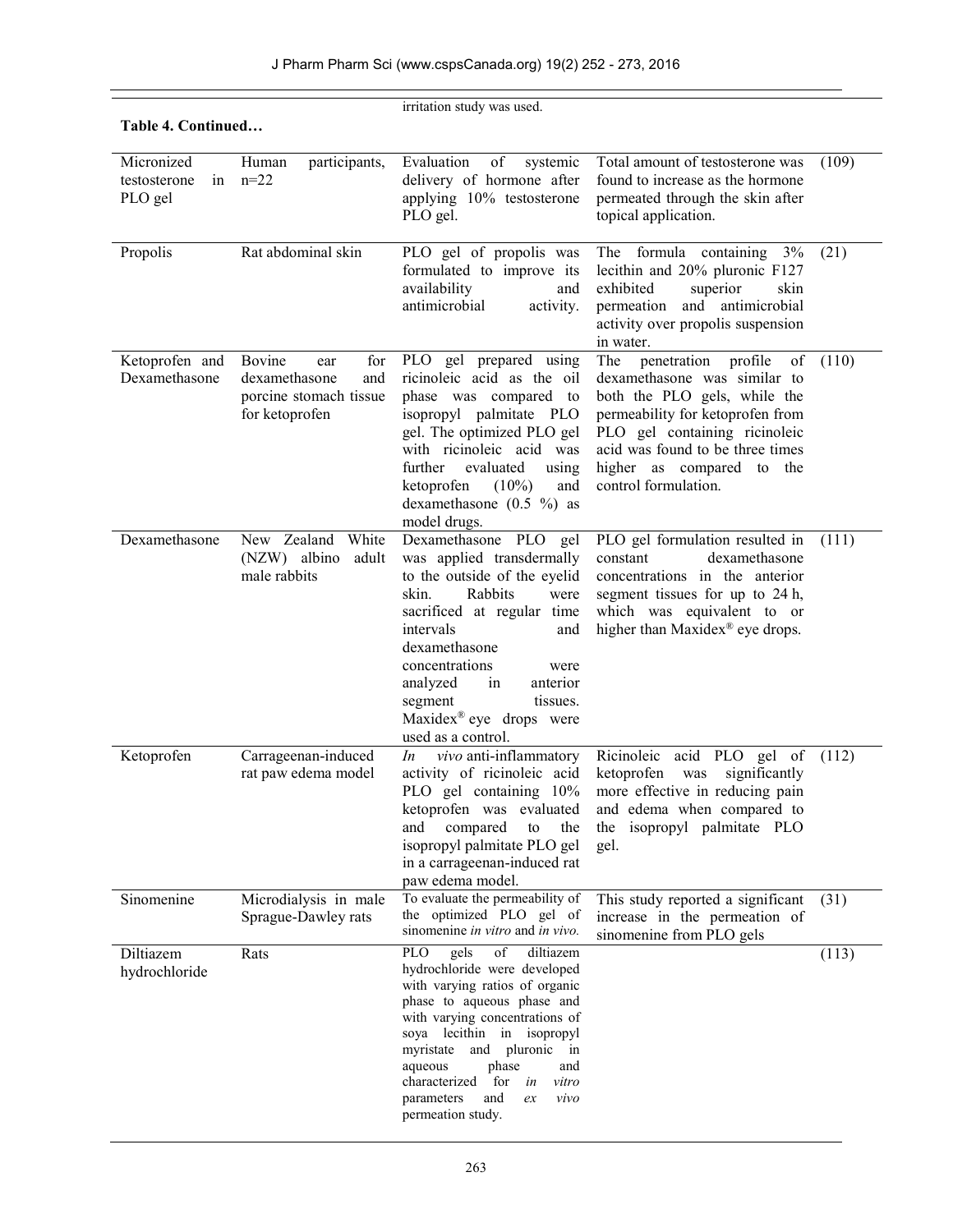irritation study was used.

**Table 4. Continued…**

| | | | | |
|---|---|---|---|---|
| Micronized testosterone in PLO gel | Human participants, n=22 | Evaluation of systemic delivery of hormone after applying 10% testosterone PLO gel. | Total amount of testosterone was found to increase as the hormone permeated through the skin after topical application. | (109) |
| Propolis | Rat abdominal skin | PLO gel of propolis was formulated to improve its availability and antimicrobial activity. | The formula containing 3% lecithin and 20% pluronic F127 exhibited superior skin permeation and antimicrobial activity over propolis suspension in water. | (21) |
| Ketoprofen and Dexamethasone | Bovine ear for dexamethasone and porcine stomach tissue for ketoprofen | PLO gel prepared using ricinoleic acid as the oil phase was compared to isopropyl palmitate PLO gel. The optimized PLO gel with ricinoleic acid was further evaluated using ketoprofen (10%) and dexamethasone (0.5 %) as model drugs. | The penetration profile of dexamethasone was similar to both the PLO gels, while the permeability for ketoprofen from PLO gel containing ricinoleic acid was found to be three times higher as compared to the control formulation. | (110) |
| Dexamethasone | New Zealand White (NZW) albino adult male rabbits | Dexamethasone PLO gel was applied transdermally to the outside of the eyelid skin. Rabbits were sacrificed at regular time intervals and dexamethasone concentrations were analyzed in anterior segment tissues. Maxidex® eye drops were used as a control. | PLO gel formulation resulted in constant dexamethasone concentrations in the anterior segment tissues for up to 24 h, which was equivalent to or higher than Maxidex® eye drops. | (111) |
| Ketoprofen | Carrageenan-induced rat paw edema model | *In vivo* anti-inflammatory activity of ricinoleic acid PLO gel containing 10% ketoprofen was evaluated and compared to the isopropyl palmitate PLO gel in a carrageenan-induced rat paw edema model. | Ricinoleic acid PLO gel of ketoprofen was significantly more effective in reducing pain and edema when compared to the isopropyl palmitate PLO gel. | (112) |
| Sinomenine | Microdialysis in male Sprague-Dawley rats | To evaluate the permeability of the optimized PLO gel of sinomenine *in vitro* and *in vivo*. | This study reported a significant increase in the permeation of sinomenine from PLO gels | (31) |
| Diltiazem hydrochloride | Rats | PLO gels of diltiazem hydrochloride were developed with varying ratios of organic phase to aqueous phase and with varying concentrations of soya lecithin in isopropyl myristate and pluronic in aqueous phase and characterized for *in vitro* parameters and *ex vivo* permeation study. | | (113) |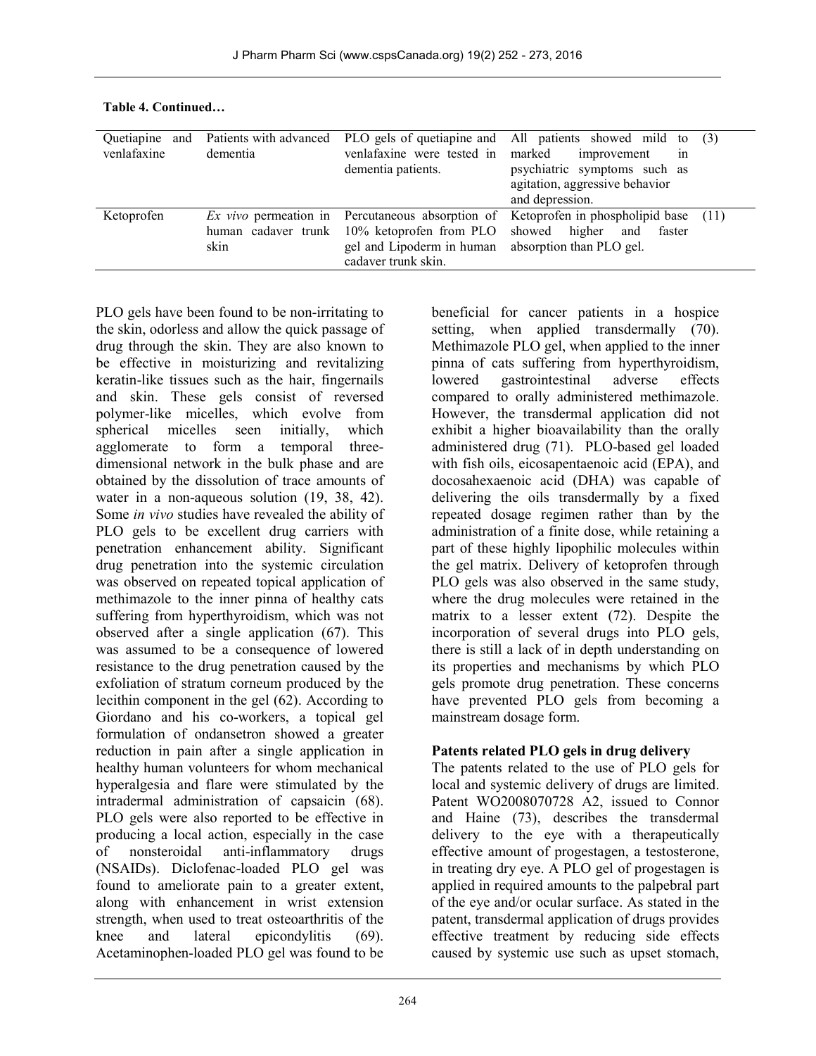**Table 4. Continued…**

| | | | | |
|---|---|---|---|---|
| Quetiapine and venlafaxine | Patients with advanced dementia | PLO gels of quetiapine and venlafaxine were tested in dementia patients. | All patients showed mild to marked improvement in psychiatric symptoms such as agitation, aggressive behavior and depression. | (3) |
| Ketoprofen | *Ex vivo* permeation in human cadaver trunk skin | Percutaneous absorption of 10% ketoprofen from PLO gel and Lipoderm in human cadaver trunk skin. | Ketoprofen in phospholipid base showed higher and faster absorption than PLO gel. | (11) |

PLO gels have been found to be non-irritating to the skin, odorless and allow the quick passage of drug through the skin. They are also known to be effective in moisturizing and revitalizing keratin-like tissues such as the hair, fingernails and skin. These gels consist of reversed polymer-like micelles, which evolve from spherical micelles seen initially, which agglomerate to form a temporal three-dimensional network in the bulk phase and are obtained by the dissolution of trace amounts of water in a non-aqueous solution (19, 38, 42). Some *in vivo* studies have revealed the ability of PLO gels to be excellent drug carriers with penetration enhancement ability. Significant drug penetration into the systemic circulation was observed on repeated topical application of methimazole to the inner pinna of healthy cats suffering from hyperthyroidism, which was not observed after a single application (67). This was assumed to be a consequence of lowered resistance to the drug penetration caused by the exfoliation of stratum corneum produced by the lecithin component in the gel (62). According to Giordano and his co-workers, a topical gel formulation of ondansetron showed a greater reduction in pain after a single application in healthy human volunteers for whom mechanical hyperalgesia and flare were stimulated by the intradermal administration of capsaicin (68). PLO gels were also reported to be effective in producing a local action, especially in the case of nonsteroidal anti-inflammatory drugs (NSAIDs). Diclofenac-loaded PLO gel was found to ameliorate pain to a greater extent, along with enhancement in wrist extension strength, when used to treat osteoarthritis of the knee and lateral epicondylitis (69). Acetaminophen-loaded PLO gel was found to be beneficial for cancer patients in a hospice setting, when applied transdermally (70). Methimazole PLO gel, when applied to the inner pinna of cats suffering from hyperthyroidism, lowered gastrointestinal adverse effects compared to orally administered methimazole. However, the transdermal application did not exhibit a higher bioavailability than the orally administered drug (71). PLO-based gel loaded with fish oils, eicosapentaenoic acid (EPA), and docosahexaenoic acid (DHA) was capable of delivering the oils transdermally by a fixed repeated dosage regimen rather than by the administration of a finite dose, while retaining a part of these highly lipophilic molecules within the gel matrix. Delivery of ketoprofen through PLO gels was also observed in the same study, where the drug molecules were retained in the matrix to a lesser extent (72). Despite the incorporation of several drugs into PLO gels, there is still a lack of in depth understanding on its properties and mechanisms by which PLO gels promote drug penetration. These concerns have prevented PLO gels from becoming a mainstream dosage form.

**Patents related PLO gels in drug delivery**

The patents related to the use of PLO gels for local and systemic delivery of drugs are limited. Patent WO2008070728 A2, issued to Connor and Haine (73), describes the transdermal delivery to the eye with a therapeutically effective amount of progestagen, a testosterone, in treating dry eye. A PLO gel of progestagen is applied in required amounts to the palpebral part of the eye and/or ocular surface. As stated in the patent, transdermal application of drugs provides effective treatment by reducing side effects caused by systemic use such as upset stomach,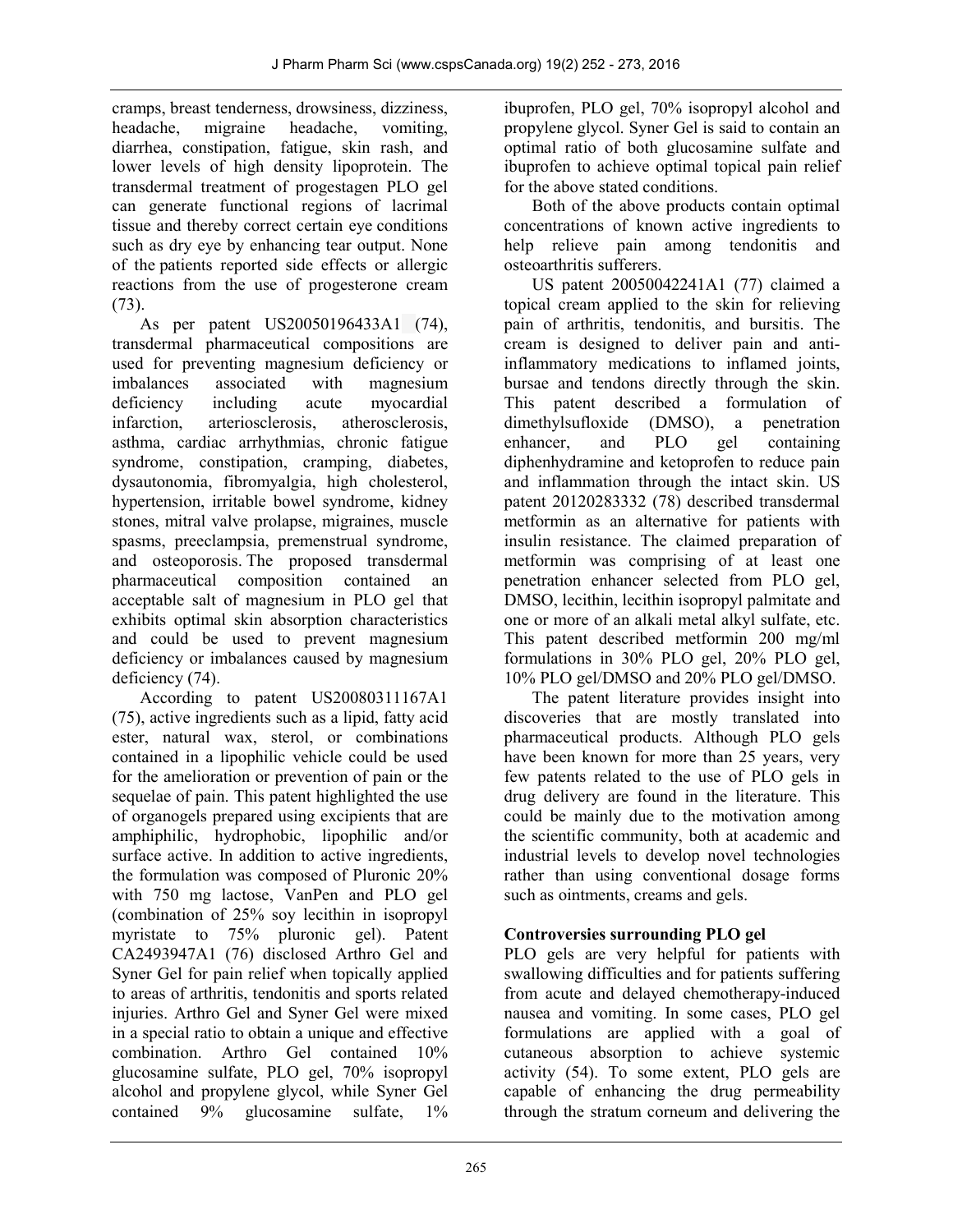cramps, breast tenderness, drowsiness, dizziness, headache, migraine headache, vomiting, diarrhea, constipation, fatigue, skin rash, and lower levels of high density lipoprotein. The transdermal treatment of progestagen PLO gel can generate functional regions of lacrimal tissue and thereby correct certain eye conditions such as dry eye by enhancing tear output. None of the patients reported side effects or allergic reactions from the use of progesterone cream (73).

As per patent US20050196433A1 (74), transdermal pharmaceutical compositions are used for preventing magnesium deficiency or imbalances associated with magnesium deficiency including acute myocardial infarction, arteriosclerosis, atherosclerosis, asthma, cardiac arrhythmias, chronic fatigue syndrome, constipation, cramping, diabetes, dysautonomia, fibromyalgia, high cholesterol, hypertension, irritable bowel syndrome, kidney stones, mitral valve prolapse, migraines, muscle spasms, preeclampsia, premenstrual syndrome, and osteoporosis. The proposed transdermal pharmaceutical composition contained an acceptable salt of magnesium in PLO gel that exhibits optimal skin absorption characteristics and could be used to prevent magnesium deficiency or imbalances caused by magnesium deficiency (74).

According to patent US20080311167A1 (75), active ingredients such as a lipid, fatty acid ester, natural wax, sterol, or combinations contained in a lipophilic vehicle could be used for the amelioration or prevention of pain or the sequelae of pain. This patent highlighted the use of organogels prepared using excipients that are amphiphilic, hydrophobic, lipophilic and/or surface active. In addition to active ingredients, the formulation was composed of Pluronic 20% with 750 mg lactose, VanPen and PLO gel (combination of 25% soy lecithin in isopropyl myristate to 75% pluronic gel). Patent CA2493947A1 (76) disclosed Arthro Gel and Syner Gel for pain relief when topically applied to areas of arthritis, tendonitis and sports related injuries. Arthro Gel and Syner Gel were mixed in a special ratio to obtain a unique and effective combination. Arthro Gel contained 10% glucosamine sulfate, PLO gel, 70% isopropyl alcohol and propylene glycol, while Syner Gel contained 9% glucosamine sulfate, 1% ibuprofen, PLO gel, 70% isopropyl alcohol and propylene glycol. Syner Gel is said to contain an optimal ratio of both glucosamine sulfate and ibuprofen to achieve optimal topical pain relief for the above stated conditions.

Both of the above products contain optimal concentrations of known active ingredients to help relieve pain among tendonitis and osteoarthritis sufferers.

US patent 20050042241A1 (77) claimed a topical cream applied to the skin for relieving pain of arthritis, tendonitis, and bursitis. The cream is designed to deliver pain and anti-inflammatory medications to inflamed joints, bursae and tendons directly through the skin. This patent described a formulation of dimethylsufloxide (DMSO), a penetration enhancer, and PLO gel containing diphenhydramine and ketoprofen to reduce pain and inflammation through the intact skin. US patent 20120283332 (78) described transdermal metformin as an alternative for patients with insulin resistance. The claimed preparation of metformin was comprising of at least one penetration enhancer selected from PLO gel, DMSO, lecithin, lecithin isopropyl palmitate and one or more of an alkali metal alkyl sulfate, etc. This patent described metformin 200 mg/ml formulations in 30% PLO gel, 20% PLO gel, 10% PLO gel/DMSO and 20% PLO gel/DMSO.

The patent literature provides insight into discoveries that are mostly translated into pharmaceutical products. Although PLO gels have been known for more than 25 years, very few patents related to the use of PLO gels in drug delivery are found in the literature. This could be mainly due to the motivation among the scientific community, both at academic and industrial levels to develop novel technologies rather than using conventional dosage forms such as ointments, creams and gels.

## Controversies surrounding PLO gel

PLO gels are very helpful for patients with swallowing difficulties and for patients suffering from acute and delayed chemotherapy-induced nausea and vomiting. In some cases, PLO gel formulations are applied with a goal of cutaneous absorption to achieve systemic activity (54). To some extent, PLO gels are capable of enhancing the drug permeability through the stratum corneum and delivering the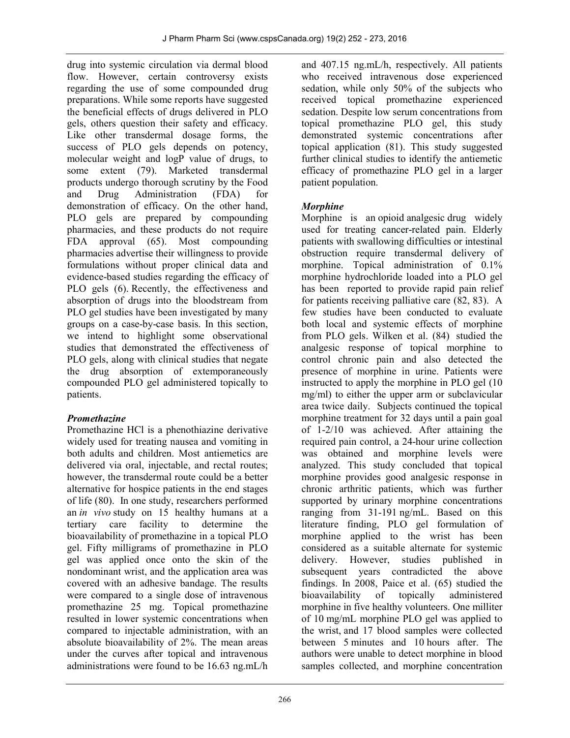drug into systemic circulation via dermal blood flow. However, certain controversy exists regarding the use of some compounded drug preparations. While some reports have suggested the beneficial effects of drugs delivered in PLO gels, others question their safety and efficacy. Like other transdermal dosage forms, the success of PLO gels depends on potency, molecular weight and logP value of drugs, to some extent (79). Marketed transdermal products undergo thorough scrutiny by the Food and Drug Administration (FDA) for demonstration of efficacy. On the other hand, PLO gels are prepared by compounding pharmacies, and these products do not require FDA approval (65). Most compounding pharmacies advertise their willingness to provide formulations without proper clinical data and evidence-based studies regarding the efficacy of PLO gels (6). Recently, the effectiveness and absorption of drugs into the bloodstream from PLO gel studies have been investigated by many groups on a case-by-case basis. In this section, we intend to highlight some observational studies that demonstrated the effectiveness of PLO gels, along with clinical studies that negate the drug absorption of extemporaneously compounded PLO gel administered topically to patients.

***Promethazine***

Promethazine HCl is a phenothiazine derivative widely used for treating nausea and vomiting in both adults and children. Most antiemetics are delivered via oral, injectable, and rectal routes; however, the transdermal route could be a better alternative for hospice patients in the end stages of life (80). In one study, researchers performed an *in vivo* study on 15 healthy humans at a tertiary care facility to determine the bioavailability of promethazine in a topical PLO gel. Fifty milligrams of promethazine in PLO gel was applied once onto the skin of the nondominant wrist, and the application area was covered with an adhesive bandage. The results were compared to a single dose of intravenous promethazine 25 mg. Topical promethazine resulted in lower systemic concentrations when compared to injectable administration, with an absolute bioavailability of 2%. The mean areas under the curves after topical and intravenous administrations were found to be 16.63 ng.mL/h and 407.15 ng.mL/h, respectively. All patients who received intravenous dose experienced sedation, while only 50% of the subjects who received topical promethazine experienced sedation. Despite low serum concentrations from topical promethazine PLO gel, this study demonstrated systemic concentrations after topical application (81). This study suggested further clinical studies to identify the antiemetic efficacy of promethazine PLO gel in a larger patient population.

***Morphine***

Morphine is an opioid analgesic drug widely used for treating cancer-related pain. Elderly patients with swallowing difficulties or intestinal obstruction require transdermal delivery of morphine. Topical administration of 0.1% morphine hydrochloride loaded into a PLO gel has been reported to provide rapid pain relief for patients receiving palliative care (82, 83). A few studies have been conducted to evaluate both local and systemic effects of morphine from PLO gels. Wilken et al. (84) studied the analgesic response of topical morphine to control chronic pain and also detected the presence of morphine in urine. Patients were instructed to apply the morphine in PLO gel (10 mg/ml) to either the upper arm or subclavicular area twice daily. Subjects continued the topical morphine treatment for 32 days until a pain goal of 1-2/10 was achieved. After attaining the required pain control, a 24-hour urine collection was obtained and morphine levels were analyzed. This study concluded that topical morphine provides good analgesic response in chronic arthritic patients, which was further supported by urinary morphine concentrations ranging from 31-191 ng/mL. Based on this literature finding, PLO gel formulation of morphine applied to the wrist has been considered as a suitable alternate for systemic delivery. However, studies published in subsequent years contradicted the above findings. In 2008, Paice et al. (65) studied the bioavailability of topically administered morphine in five healthy volunteers. One milliter of 10 mg/mL morphine PLO gel was applied to the wrist, and 17 blood samples were collected between 5 minutes and 10 hours after. The authors were unable to detect morphine in blood samples collected, and morphine concentration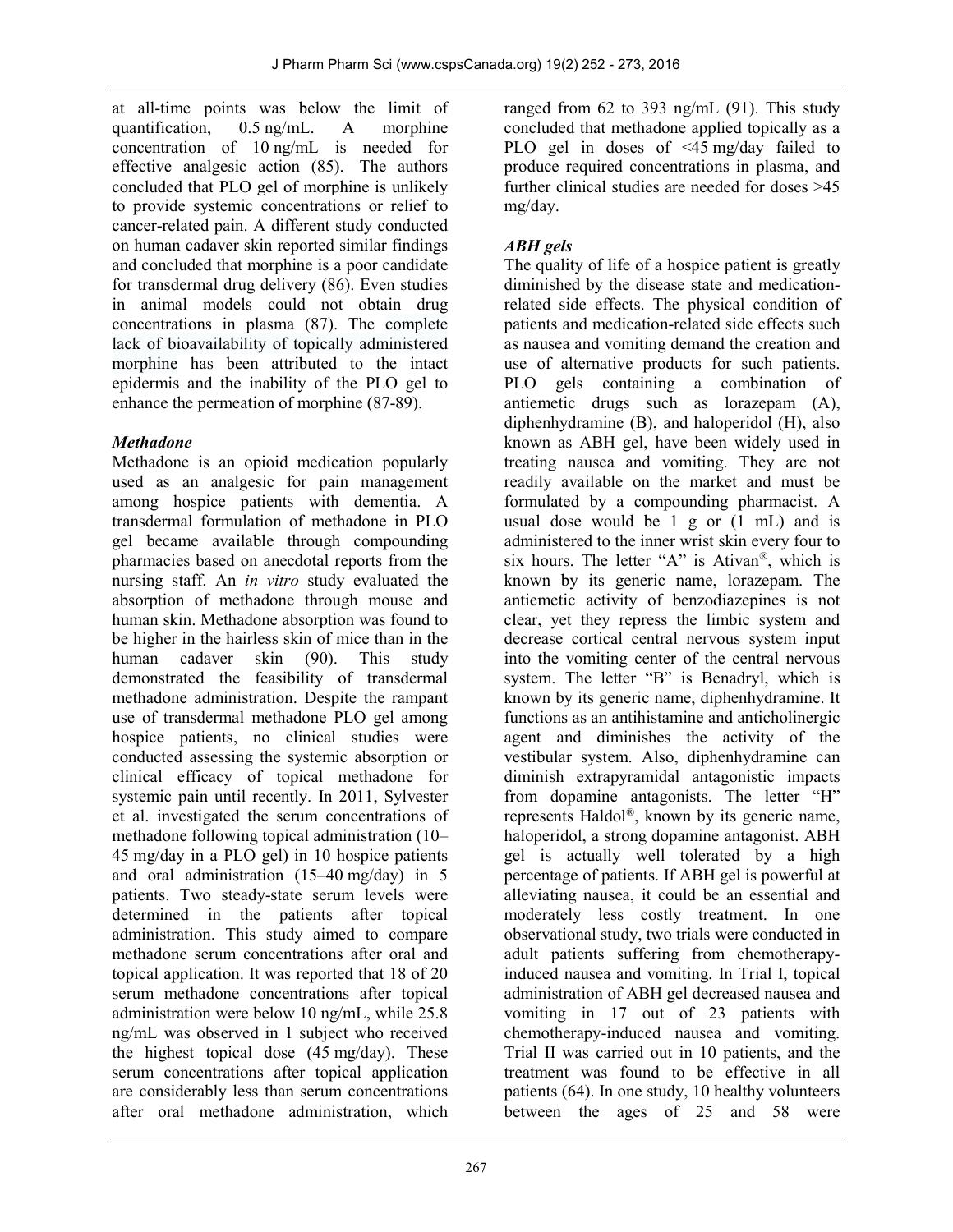at all-time points was below the limit of quantification, 0.5 ng/mL. A morphine concentration of 10 ng/mL is needed for effective analgesic action (85). The authors concluded that PLO gel of morphine is unlikely to provide systemic concentrations or relief to cancer-related pain. A different study conducted on human cadaver skin reported similar findings and concluded that morphine is a poor candidate for transdermal drug delivery (86). Even studies in animal models could not obtain drug concentrations in plasma (87). The complete lack of bioavailability of topically administered morphine has been attributed to the intact epidermis and the inability of the PLO gel to enhance the permeation of morphine (87-89).

### *Methadone*

Methadone is an opioid medication popularly used as an analgesic for pain management among hospice patients with dementia. A transdermal formulation of methadone in PLO gel became available through compounding pharmacies based on anecdotal reports from the nursing staff. An *in vitro* study evaluated the absorption of methadone through mouse and human skin. Methadone absorption was found to be higher in the hairless skin of mice than in the human cadaver skin (90). This study demonstrated the feasibility of transdermal methadone administration. Despite the rampant use of transdermal methadone PLO gel among hospice patients, no clinical studies were conducted assessing the systemic absorption or clinical efficacy of topical methadone for systemic pain until recently. In 2011, Sylvester et al. investigated the serum concentrations of methadone following topical administration (10–45 mg/day in a PLO gel) in 10 hospice patients and oral administration (15–40 mg/day) in 5 patients. Two steady-state serum levels were determined in the patients after topical administration. This study aimed to compare methadone serum concentrations after oral and topical application. It was reported that 18 of 20 serum methadone concentrations after topical administration were below 10 ng/mL, while 25.8 ng/mL was observed in 1 subject who received the highest topical dose (45 mg/day). These serum concentrations after topical application are considerably less than serum concentrations after oral methadone administration, which ranged from 62 to 393 ng/mL (91). This study concluded that methadone applied topically as a PLO gel in doses of <45 mg/day failed to produce required concentrations in plasma, and further clinical studies are needed for doses >45 mg/day.

### *ABH gels*

The quality of life of a hospice patient is greatly diminished by the disease state and medication-related side effects. The physical condition of patients and medication-related side effects such as nausea and vomiting demand the creation and use of alternative products for such patients. PLO gels containing a combination of antiemetic drugs such as lorazepam (A), diphenhydramine (B), and haloperidol (H), also known as ABH gel, have been widely used in treating nausea and vomiting. They are not readily available on the market and must be formulated by a compounding pharmacist. A usual dose would be 1 g or (1 mL) and is administered to the inner wrist skin every four to six hours. The letter "A" is Ativan®, which is known by its generic name, lorazepam. The antiemetic activity of benzodiazepines is not clear, yet they repress the limbic system and decrease cortical central nervous system input into the vomiting center of the central nervous system. The letter "B" is Benadryl, which is known by its generic name, diphenhydramine. It functions as an antihistamine and anticholinergic agent and diminishes the activity of the vestibular system. Also, diphenhydramine can diminish extrapyramidal antagonistic impacts from dopamine antagonists. The letter "H" represents Haldol®, known by its generic name, haloperidol, a strong dopamine antagonist. ABH gel is actually well tolerated by a high percentage of patients. If ABH gel is powerful at alleviating nausea, it could be an essential and moderately less costly treatment. In one observational study, two trials were conducted in adult patients suffering from chemotherapy-induced nausea and vomiting. In Trial I, topical administration of ABH gel decreased nausea and vomiting in 17 out of 23 patients with chemotherapy-induced nausea and vomiting. Trial II was carried out in 10 patients, and the treatment was found to be effective in all patients (64). In one study, 10 healthy volunteers between the ages of 25 and 58 were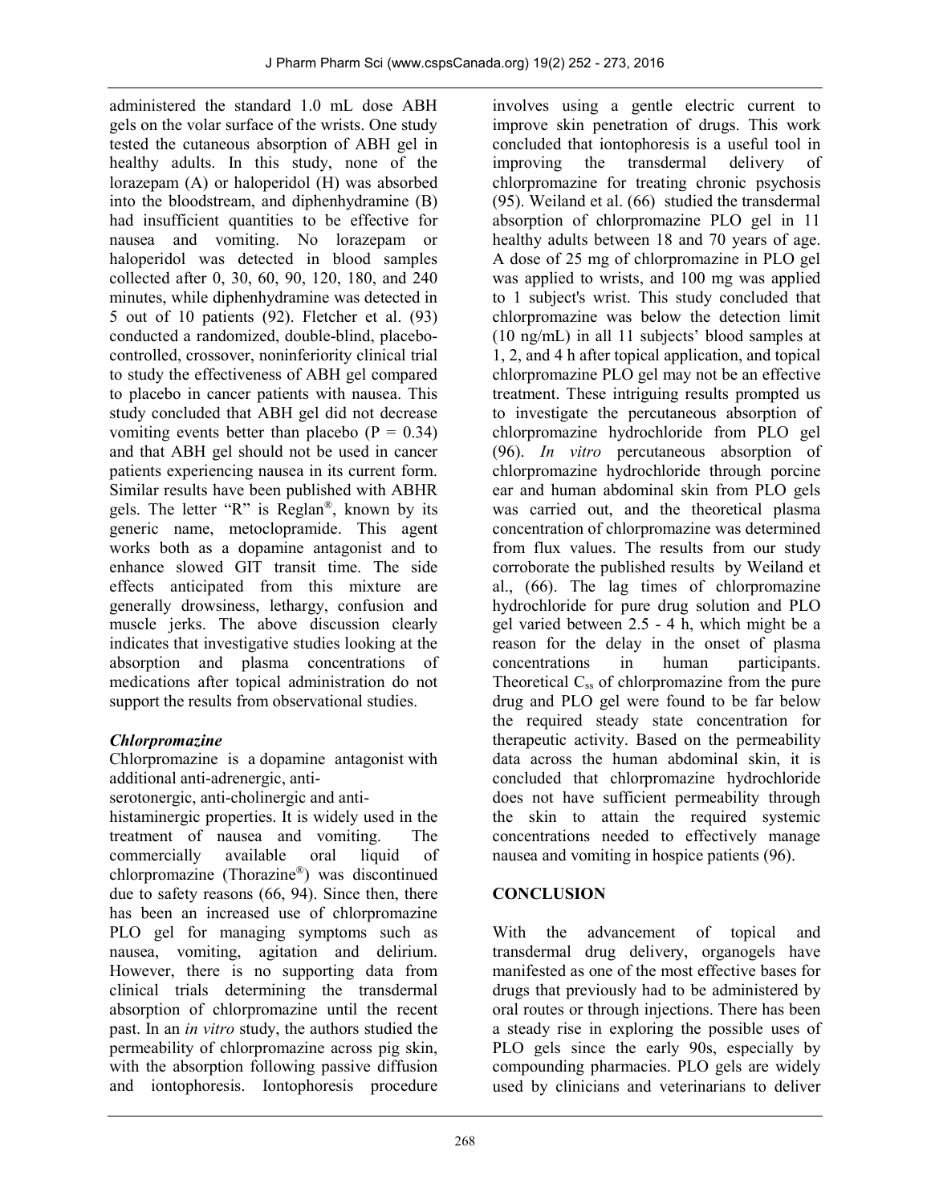administered the standard 1.0 mL dose ABH gels on the volar surface of the wrists. One study tested the cutaneous absorption of ABH gel in healthy adults. In this study, none of the lorazepam (A) or haloperidol (H) was absorbed into the bloodstream, and diphenhydramine (B) had insufficient quantities to be effective for nausea and vomiting. No lorazepam or haloperidol was detected in blood samples collected after 0, 30, 60, 90, 120, 180, and 240 minutes, while diphenhydramine was detected in 5 out of 10 patients (92). Fletcher et al. (93) conducted a randomized, double-blind, placebo-controlled, crossover, noninferiority clinical trial to study the effectiveness of ABH gel compared to placebo in cancer patients with nausea. This study concluded that ABH gel did not decrease vomiting events better than placebo ($P = 0.34$) and that ABH gel should not be used in cancer patients experiencing nausea in its current form. Similar results have been published with ABHR gels. The letter "R" is Reglan®, known by its generic name, metoclopramide. This agent works both as a dopamine antagonist and to enhance slowed GIT transit time. The side effects anticipated from this mixture are generally drowsiness, lethargy, confusion and muscle jerks. The above discussion clearly indicates that investigative studies looking at the absorption and plasma concentrations of medications after topical administration do not support the results from observational studies.

### *Chlorpromazine*

Chlorpromazine is a dopamine antagonist with additional anti-adrenergic, anti-serotonergic, anti-cholinergic and anti-histaminergic properties. It is widely used in the treatment of nausea and vomiting. The commercially available oral liquid of chlorpromazine (Thorazine®) was discontinued due to safety reasons (66, 94). Since then, there has been an increased use of chlorpromazine PLO gel for managing symptoms such as nausea, vomiting, agitation and delirium. However, there is no supporting data from clinical trials determining the transdermal absorption of chlorpromazine until the recent past. In an *in vitro* study, the authors studied the permeability of chlorpromazine across pig skin, with the absorption following passive diffusion and iontophoresis. Iontophoresis procedure involves using a gentle electric current to improve skin penetration of drugs. This work concluded that iontophoresis is a useful tool in improving the transdermal delivery of chlorpromazine for treating chronic psychosis (95). Weiland et al. (66) studied the transdermal absorption of chlorpromazine PLO gel in 11 healthy adults between 18 and 70 years of age. A dose of 25 mg of chlorpromazine in PLO gel was applied to wrists, and 100 mg was applied to 1 subject's wrist. This study concluded that chlorpromazine was below the detection limit (10 ng/mL) in all 11 subjects' blood samples at 1, 2, and 4 h after topical application, and topical chlorpromazine PLO gel may not be an effective treatment. These intriguing results prompted us to investigate the percutaneous absorption of chlorpromazine hydrochloride from PLO gel (96). *In vitro* percutaneous absorption of chlorpromazine hydrochloride through porcine ear and human abdominal skin from PLO gels was carried out, and the theoretical plasma concentration of chlorpromazine was determined from flux values. The results from our study corroborate the published results by Weiland et al., (66). The lag times of chlorpromazine hydrochloride for pure drug solution and PLO gel varied between 2.5 - 4 h, which might be a reason for the delay in the onset of plasma concentrations in human participants. Theoretical $C_{ss}$ of chlorpromazine from the pure drug and PLO gel were found to be far below the required steady state concentration for therapeutic activity. Based on the permeability data across the human abdominal skin, it is concluded that chlorpromazine hydrochloride does not have sufficient permeability through the skin to attain the required systemic concentrations needed to effectively manage nausea and vomiting in hospice patients (96).

## CONCLUSION

With the advancement of topical and transdermal drug delivery, organogels have manifested as one of the most effective bases for drugs that previously had to be administered by oral routes or through injections. There has been a steady rise in exploring the possible uses of PLO gels since the early 90s, especially by compounding pharmacies. PLO gels are widely used by clinicians and veterinarians to deliver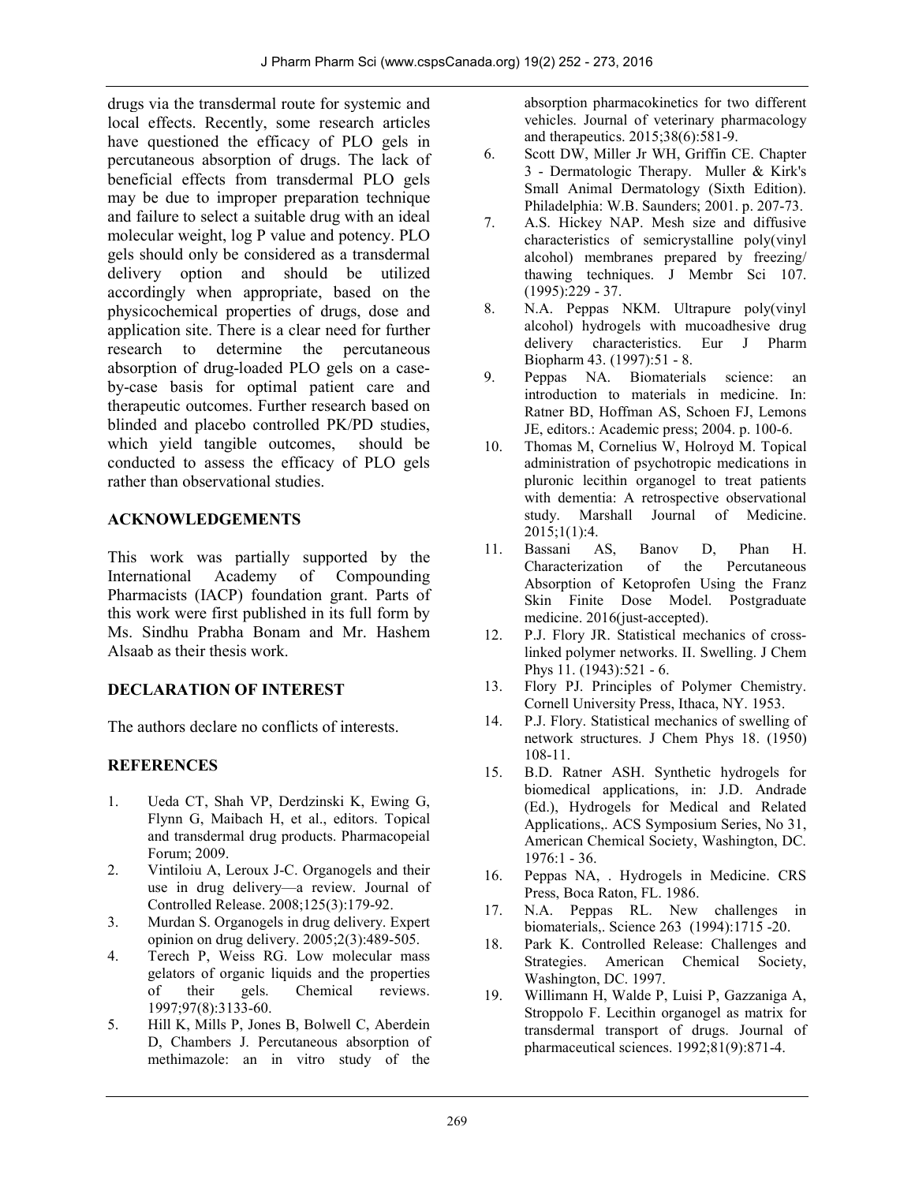drugs via the transdermal route for systemic and local effects. Recently, some research articles have questioned the efficacy of PLO gels in percutaneous absorption of drugs. The lack of beneficial effects from transdermal PLO gels may be due to improper preparation technique and failure to select a suitable drug with an ideal molecular weight, log P value and potency. PLO gels should only be considered as a transdermal delivery option and should be utilized accordingly when appropriate, based on the physicochemical properties of drugs, dose and application site. There is a clear need for further research to determine the percutaneous absorption of drug-loaded PLO gels on a case-by-case basis for optimal patient care and therapeutic outcomes. Further research based on blinded and placebo controlled PK/PD studies, which yield tangible outcomes, should be conducted to assess the efficacy of PLO gels rather than observational studies.

## ACKNOWLEDGEMENTS

This work was partially supported by the International Academy of Compounding Pharmacists (IACP) foundation grant. Parts of this work were first published in its full form by Ms. Sindhu Prabha Bonam and Mr. Hashem Alsaab as their thesis work.

## DECLARATION OF INTEREST

The authors declare no conflicts of interests.

## REFERENCES

1. Ueda CT, Shah VP, Derdzinski K, Ewing G, Flynn G, Maibach H, et al., editors. Topical and transdermal drug products. Pharmacopeial Forum; 2009.
2. Vintiloiu A, Leroux J-C. Organogels and their use in drug delivery—a review. Journal of Controlled Release. 2008;125(3):179-92.
3. Murdan S. Organogels in drug delivery. Expert opinion on drug delivery. 2005;2(3):489-505.
4. Terech P, Weiss RG. Low molecular mass gelators of organic liquids and the properties of their gels. Chemical reviews. 1997;97(8):3133-60.
5. Hill K, Mills P, Jones B, Bolwell C, Aberdein D, Chambers J. Percutaneous absorption of methimazole: an in vitro study of the absorption pharmacokinetics for two different vehicles. Journal of veterinary pharmacology and therapeutics. 2015;38(6):581-9.
6. Scott DW, Miller Jr WH, Griffin CE. Chapter 3 - Dermatologic Therapy. Muller & Kirk's Small Animal Dermatology (Sixth Edition). Philadelphia: W.B. Saunders; 2001. p. 207-73.
7. A.S. Hickey NAP. Mesh size and diffusive characteristics of semicrystalline poly(vinyl alcohol) membranes prepared by freezing/ thawing techniques. J Membr Sci 107. (1995):229 - 37.
8. N.A. Peppas NKM. Ultrapure poly(vinyl alcohol) hydrogels with mucoadhesive drug delivery characteristics. Eur J Pharm Biopharm 43. (1997):51 - 8.
9. Peppas NA. Biomaterials science: an introduction to materials in medicine. In: Ratner BD, Hoffman AS, Schoen FJ, Lemons JE, editors.: Academic press; 2004. p. 100-6.
10. Thomas M, Cornelius W, Holroyd M. Topical administration of psychotropic medications in pluronic lecithin organogel to treat patients with dementia: A retrospective observational study. Marshall Journal of Medicine. 2015;1(1):4.
11. Bassani AS, Banov D, Phan H. Characterization of the Percutaneous Absorption of Ketoprofen Using the Franz Skin Finite Dose Model. Postgraduate medicine. 2016(just-accepted).
12. P.J. Flory JR. Statistical mechanics of cross-linked polymer networks. II. Swelling. J Chem Phys 11. (1943):521 - 6.
13. Flory PJ. Principles of Polymer Chemistry. Cornell University Press, Ithaca, NY. 1953.
14. P.J. Flory. Statistical mechanics of swelling of network structures. J Chem Phys 18. (1950) 108-11.
15. B.D. Ratner ASH. Synthetic hydrogels for biomedical applications, in: J.D. Andrade (Ed.), Hydrogels for Medical and Related Applications,. ACS Symposium Series, No 31, American Chemical Society, Washington, DC. 1976:1 - 36.
16. Peppas NA, . Hydrogels in Medicine. CRS Press, Boca Raton, FL. 1986.
17. N.A. Peppas RL. New challenges in biomaterials,. Science 263 (1994):1715 -20.
18. Park K. Controlled Release: Challenges and Strategies. American Chemical Society, Washington, DC. 1997.
19. Willimann H, Walde P, Luisi P, Gazzaniga A, Stroppolo F. Lecithin organogel as matrix for transdermal transport of drugs. Journal of pharmaceutical sciences. 1992;81(9):871-4.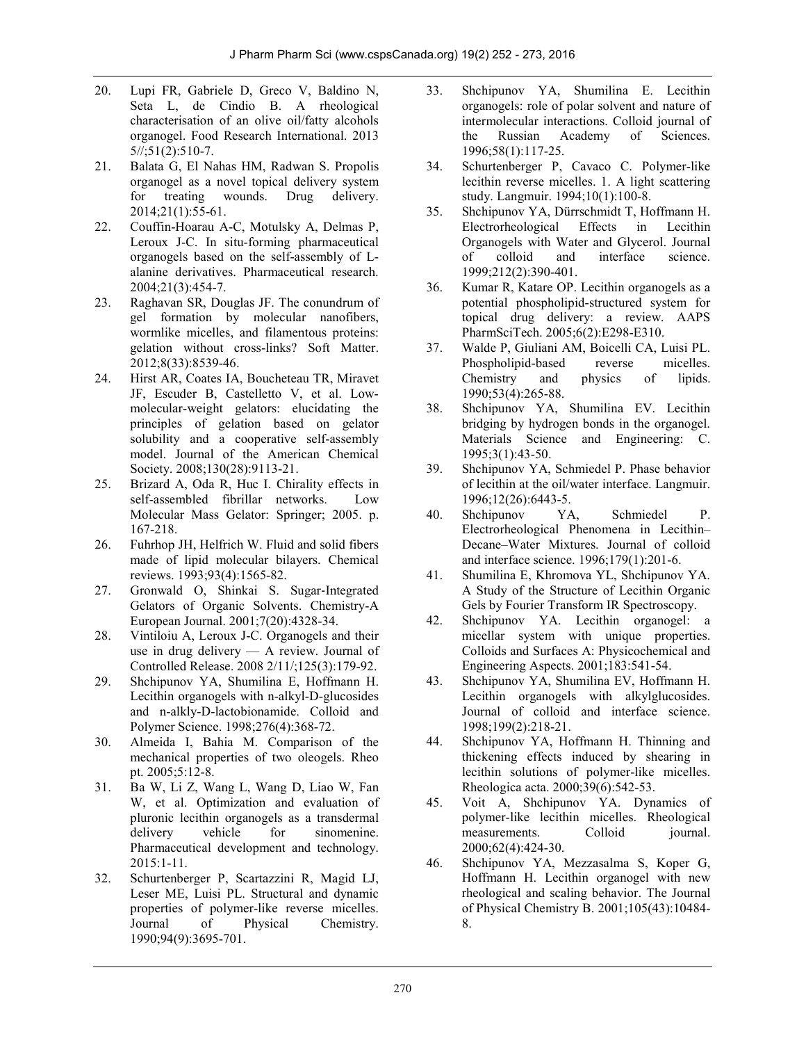20. Lupi FR, Gabriele D, Greco V, Baldino N, Seta L, de Cindio B. A rheological characterisation of an olive oil/fatty alcohols organogel. Food Research International. 2013 5//;51(2):510-7.
21. Balata G, El Nahas HM, Radwan S. Propolis organogel as a novel topical delivery system for treating wounds. Drug delivery. 2014;21(1):55-61.
22. Couffin-Hoarau A-C, Motulsky A, Delmas P, Leroux J-C. In situ-forming pharmaceutical organogels based on the self-assembly of L-alanine derivatives. Pharmaceutical research. 2004;21(3):454-7.
23. Raghavan SR, Douglas JF. The conundrum of gel formation by molecular nanofibers, wormlike micelles, and filamentous proteins: gelation without cross-links? Soft Matter. 2012;8(33):8539-46.
24. Hirst AR, Coates IA, Boucheteau TR, Miravet JF, Escuder B, Castelletto V, et al. Low-molecular-weight gelators: elucidating the principles of gelation based on gelator solubility and a cooperative self-assembly model. Journal of the American Chemical Society. 2008;130(28):9113-21.
25. Brizard A, Oda R, Huc I. Chirality effects in self-assembled fibrillar networks. Low Molecular Mass Gelator: Springer; 2005. p. 167-218.
26. Fuhrhop JH, Helfrich W. Fluid and solid fibers made of lipid molecular bilayers. Chemical reviews. 1993;93(4):1565-82.
27. Gronwald O, Shinkai S. Sugar-Integrated Gelators of Organic Solvents. Chemistry-A European Journal. 2001;7(20):4328-34.
28. Vintiloiu A, Leroux J-C. Organogels and their use in drug delivery — A review. Journal of Controlled Release. 2008 2/11/;125(3):179-92.
29. Shchipunov YA, Shumilina E, Hoffmann H. Lecithin organogels with n-alkyl-D-glucosides and n-alkly-D-lactobionamide. Colloid and Polymer Science. 1998;276(4):368-72.
30. Almeida I, Bahia M. Comparison of the mechanical properties of two oleogels. Rheo pt. 2005;5:12-8.
31. Ba W, Li Z, Wang L, Wang D, Liao W, Fan W, et al. Optimization and evaluation of pluronic lecithin organogels as a transdermal delivery vehicle for sinomenine. Pharmaceutical development and technology. 2015:1-11.
32. Schurtenberger P, Scartazzini R, Magid LJ, Leser ME, Luisi PL. Structural and dynamic properties of polymer-like reverse micelles. Journal of Physical Chemistry. 1990;94(9):3695-701.
33. Shchipunov YA, Shumilina E. Lecithin organogels: role of polar solvent and nature of intermolecular interactions. Colloid journal of the Russian Academy of Sciences. 1996;58(1):117-25.
34. Schurtenberger P, Cavaco C. Polymer-like lecithin reverse micelles. 1. A light scattering study. Langmuir. 1994;10(1):100-8.
35. Shchipunov YA, Dürrschmidt T, Hoffmann H. Electrorheological Effects in Lecithin Organogels with Water and Glycerol. Journal of colloid and interface science. 1999;212(2):390-401.
36. Kumar R, Katare OP. Lecithin organogels as a potential phospholipid-structured system for topical drug delivery: a review. AAPS PharmSciTech. 2005;6(2):E298-E310.
37. Walde P, Giuliani AM, Boicelli CA, Luisi PL. Phospholipid-based reverse micelles. Chemistry and physics of lipids. 1990;53(4):265-88.
38. Shchipunov YA, Shumilina EV. Lecithin bridging by hydrogen bonds in the organogel. Materials Science and Engineering: C. 1995;3(1):43-50.
39. Shchipunov YA, Schmiedel P. Phase behavior of lecithin at the oil/water interface. Langmuir. 1996;12(26):6443-5.
40. Shchipunov YA, Schmiedel P. Electrorheological Phenomena in Lecithin–Decane–Water Mixtures. Journal of colloid and interface science. 1996;179(1):201-6.
41. Shumilina E, Khromova YL, Shchipunov YA. A Study of the Structure of Lecithin Organic Gels by Fourier Transform IR Spectroscopy.
42. Shchipunov YA. Lecithin organogel: a micellar system with unique properties. Colloids and Surfaces A: Physicochemical and Engineering Aspects. 2001;183:541-54.
43. Shchipunov YA, Shumilina EV, Hoffmann H. Lecithin organogels with alkylglucosides. Journal of colloid and interface science. 1998;199(2):218-21.
44. Shchipunov YA, Hoffmann H. Thinning and thickening effects induced by shearing in lecithin solutions of polymer-like micelles. Rheologica acta. 2000;39(6):542-53.
45. Voit A, Shchipunov YA. Dynamics of polymer-like lecithin micelles. Rheological measurements. Colloid journal. 2000;62(4):424-30.
46. Shchipunov YA, Mezzasalma S, Koper G, Hoffmann H. Lecithin organogel with new rheological and scaling behavior. The Journal of Physical Chemistry B. 2001;105(43):10484-8.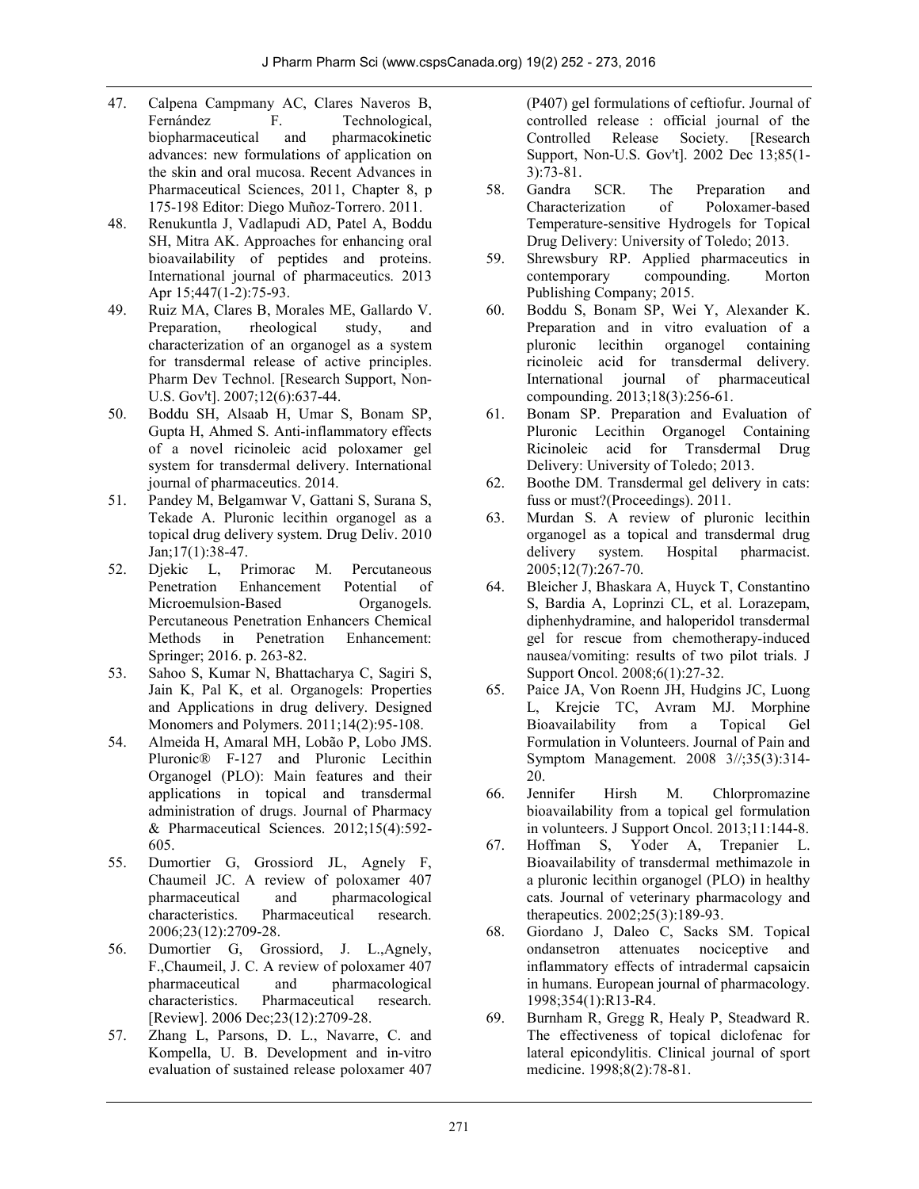47. Calpena Campmany AC, Clares Naveros B, Fernández F. Technological, biopharmaceutical and pharmacokinetic advances: new formulations of application on the skin and oral mucosa. Recent Advances in Pharmaceutical Sciences, 2011, Chapter 8, p 175-198 Editor: Diego Muñoz-Torrero. 2011.
48. Renukuntla J, Vadlapudi AD, Patel A, Boddu SH, Mitra AK. Approaches for enhancing oral bioavailability of peptides and proteins. International journal of pharmaceutics. 2013 Apr 15;447(1-2):75-93.
49. Ruiz MA, Clares B, Morales ME, Gallardo V. Preparation, rheological study, and characterization of an organogel as a system for transdermal release of active principles. Pharm Dev Technol. [Research Support, Non-U.S. Gov't]. 2007;12(6):637-44.
50. Boddu SH, Alsaab H, Umar S, Bonam SP, Gupta H, Ahmed S. Anti-inflammatory effects of a novel ricinoleic acid poloxamer gel system for transdermal delivery. International journal of pharmaceutics. 2014.
51. Pandey M, Belgamwar V, Gattani S, Surana S, Tekade A. Pluronic lecithin organogel as a topical drug delivery system. Drug Deliv. 2010 Jan;17(1):38-47.
52. Djekic L, Primorac M. Percutaneous Penetration Enhancement Potential of Microemulsion-Based Organogels. Percutaneous Penetration Enhancers Chemical Methods in Penetration Enhancement: Springer; 2016. p. 263-82.
53. Sahoo S, Kumar N, Bhattacharya C, Sagiri S, Jain K, Pal K, et al. Organogels: Properties and Applications in drug delivery. Designed Monomers and Polymers. 2011;14(2):95-108.
54. Almeida H, Amaral MH, Lobão P, Lobo JMS. Pluronic® F-127 and Pluronic Lecithin Organogel (PLO): Main features and their applications in topical and transdermal administration of drugs. Journal of Pharmacy & Pharmaceutical Sciences. 2012;15(4):592-605.
55. Dumortier G, Grossiord JL, Agnely F, Chaumeil JC. A review of poloxamer 407 pharmaceutical and pharmacological characteristics. Pharmaceutical research. 2006;23(12):2709-28.
56. Dumortier G, Grossiord, J. L.,Agnely, F.,Chaumeil, J. C. A review of poloxamer 407 pharmaceutical and pharmacological characteristics. Pharmaceutical research. [Review]. 2006 Dec;23(12):2709-28.
57. Zhang L, Parsons, D. L., Navarre, C. and Kompella, U. B. Development and in-vitro evaluation of sustained release poloxamer 407 (P407) gel formulations of ceftiofur. Journal of controlled release : official journal of the Controlled Release Society. [Research Support, Non-U.S. Gov't]. 2002 Dec 13;85(1-3):73-81.
58. Gandra SCR. The Preparation and Characterization of Poloxamer-based Temperature-sensitive Hydrogels for Topical Drug Delivery: University of Toledo; 2013.
59. Shrewsbury RP. Applied pharmaceutics in contemporary compounding. Morton Publishing Company; 2015.
60. Boddu S, Bonam SP, Wei Y, Alexander K. Preparation and in vitro evaluation of a pluronic lecithin organogel containing ricinoleic acid for transdermal delivery. International journal of pharmaceutical compounding. 2013;18(3):256-61.
61. Bonam SP. Preparation and Evaluation of Pluronic Lecithin Organogel Containing Ricinoleic acid for Transdermal Drug Delivery: University of Toledo; 2013.
62. Boothe DM. Transdermal gel delivery in cats: fuss or must?(Proceedings). 2011.
63. Murdan S. A review of pluronic lecithin organogel as a topical and transdermal drug delivery system. Hospital pharmacist. 2005;12(7):267-70.
64. Bleicher J, Bhaskara A, Huyck T, Constantino S, Bardia A, Loprinzi CL, et al. Lorazepam, diphenhydramine, and haloperidol transdermal gel for rescue from chemotherapy-induced nausea/vomiting: results of two pilot trials. J Support Oncol. 2008;6(1):27-32.
65. Paice JA, Von Roenn JH, Hudgins JC, Luong L, Krejcie TC, Avram MJ. Morphine Bioavailability from a Topical Gel Formulation in Volunteers. Journal of Pain and Symptom Management. 2008 3//;35(3):314-20.
66. Jennifer Hirsh M. Chlorpromazine bioavailability from a topical gel formulation in volunteers. J Support Oncol. 2013;11:144-8.
67. Hoffman S, Yoder A, Trepanier L. Bioavailability of transdermal methimazole in a pluronic lecithin organogel (PLO) in healthy cats. Journal of veterinary pharmacology and therapeutics. 2002;25(3):189-93.
68. Giordano J, Daleo C, Sacks SM. Topical ondansetron attenuates nociceptive and inflammatory effects of intradermal capsaicin in humans. European journal of pharmacology. 1998;354(1):R13-R4.
69. Burnham R, Gregg R, Healy P, Steadward R. The effectiveness of topical diclofenac for lateral epicondylitis. Clinical journal of sport medicine. 1998;8(2):78-81.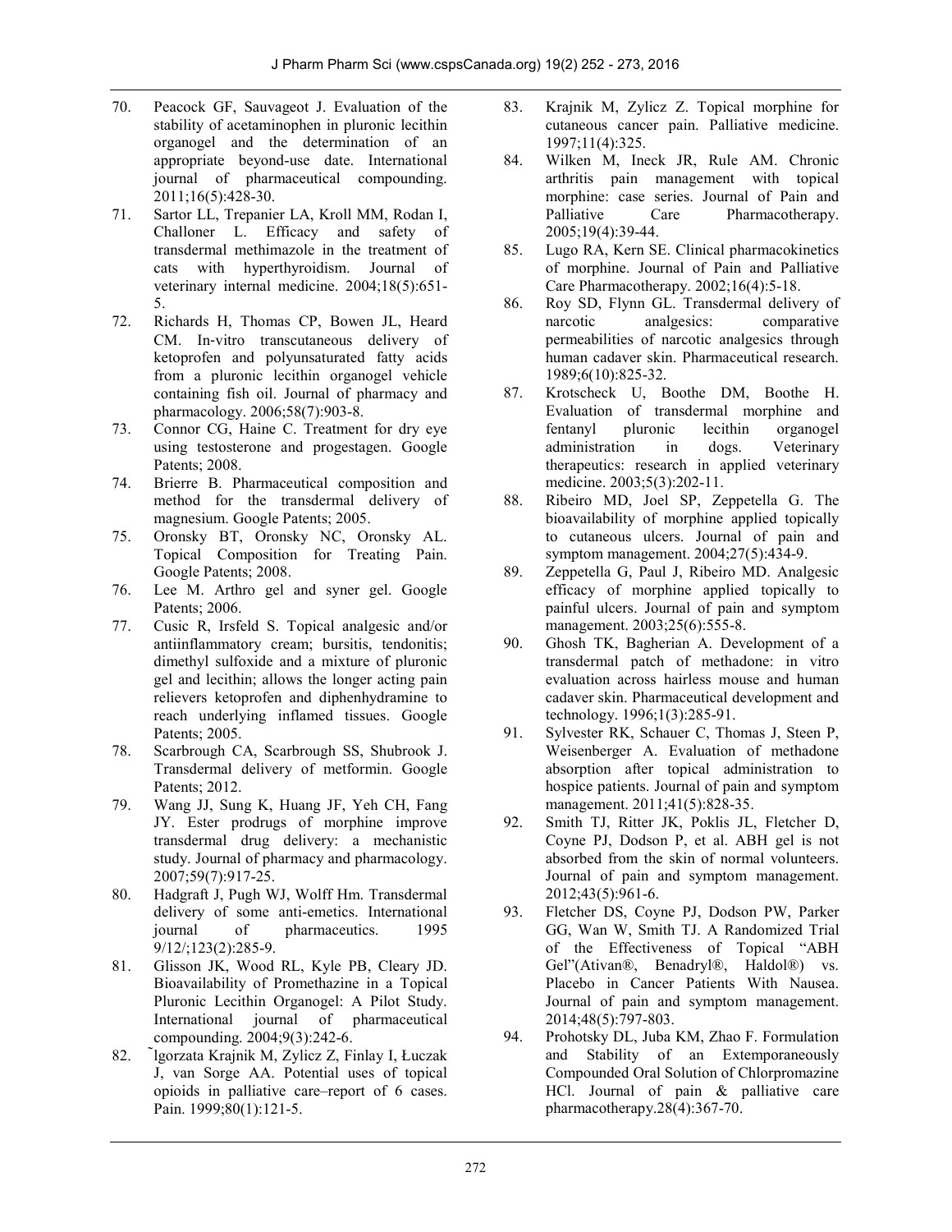70. Peacock GF, Sauvageot J. Evaluation of the stability of acetaminophen in pluronic lecithin organogel and the determination of an appropriate beyond-use date. International journal of pharmaceutical compounding. 2011;16(5):428-30.
71. Sartor LL, Trepanier LA, Kroll MM, Rodan I, Challoner L. Efficacy and safety of transdermal methimazole in the treatment of cats with hyperthyroidism. Journal of veterinary internal medicine. 2004;18(5):651-5.
72. Richards H, Thomas CP, Bowen JL, Heard CM. In-vitro transcutaneous delivery of ketoprofen and polyunsaturated fatty acids from a pluronic lecithin organogel vehicle containing fish oil. Journal of pharmacy and pharmacology. 2006;58(7):903-8.
73. Connor CG, Haine C. Treatment for dry eye using testosterone and progestagen. Google Patents; 2008.
74. Brierre B. Pharmaceutical composition and method for the transdermal delivery of magnesium. Google Patents; 2005.
75. Oronsky BT, Oronsky NC, Oronsky AL. Topical Composition for Treating Pain. Google Patents; 2008.
76. Lee M. Arthro gel and syner gel. Google Patents; 2006.
77. Cusic R, Irsfeld S. Topical analgesic and/or antiinflammatory cream; bursitis, tendonitis; dimethyl sulfoxide and a mixture of pluronic gel and lecithin; allows the longer acting pain relievers ketoprofen and diphenhydramine to reach underlying inflamed tissues. Google Patents; 2005.
78. Scarbrough CA, Scarbrough SS, Shubrook J. Transdermal delivery of metformin. Google Patents; 2012.
79. Wang JJ, Sung K, Huang JF, Yeh CH, Fang JY. Ester prodrugs of morphine improve transdermal drug delivery: a mechanistic study. Journal of pharmacy and pharmacology. 2007;59(7):917-25.
80. Hadgraft J, Pugh WJ, Wolff Hm. Transdermal delivery of some anti-emetics. International journal of pharmaceutics. 1995 9/12/;123(2):285-9.
81. Glisson JK, Wood RL, Kyle PB, Cleary JD. Bioavailability of Promethazine in a Topical Pluronic Lecithin Organogel: A Pilot Study. International journal of pharmaceutical compounding. 2004;9(3):242-6.
82. ˜lgorzata Krajnik M, Zylicz Z, Finlay I, Łuczak J, van Sorge AA. Potential uses of topical opioids in palliative care–report of 6 cases. Pain. 1999;80(1):121-5.
83. Krajnik M, Zylicz Z. Topical morphine for cutaneous cancer pain. Palliative medicine. 1997;11(4):325.
84. Wilken M, Ineck JR, Rule AM. Chronic arthritis pain management with topical morphine: case series. Journal of Pain and Palliative Care Pharmacotherapy. 2005;19(4):39-44.
85. Lugo RA, Kern SE. Clinical pharmacokinetics of morphine. Journal of Pain and Palliative Care Pharmacotherapy. 2002;16(4):5-18.
86. Roy SD, Flynn GL. Transdermal delivery of narcotic analgesics: comparative permeabilities of narcotic analgesics through human cadaver skin. Pharmaceutical research. 1989;6(10):825-32.
87. Krotscheck U, Boothe DM, Boothe H. Evaluation of transdermal morphine and fentanyl pluronic lecithin organogel administration in dogs. Veterinary therapeutics: research in applied veterinary medicine. 2003;5(3):202-11.
88. Ribeiro MD, Joel SP, Zeppetella G. The bioavailability of morphine applied topically to cutaneous ulcers. Journal of pain and symptom management. 2004;27(5):434-9.
89. Zeppetella G, Paul J, Ribeiro MD. Analgesic efficacy of morphine applied topically to painful ulcers. Journal of pain and symptom management. 2003;25(6):555-8.
90. Ghosh TK, Bagherian A. Development of a transdermal patch of methadone: in vitro evaluation across hairless mouse and human cadaver skin. Pharmaceutical development and technology. 1996;1(3):285-91.
91. Sylvester RK, Schauer C, Thomas J, Steen P, Weisenberger A. Evaluation of methadone absorption after topical administration to hospice patients. Journal of pain and symptom management. 2011;41(5):828-35.
92. Smith TJ, Ritter JK, Poklis JL, Fletcher D, Coyne PJ, Dodson P, et al. ABH gel is not absorbed from the skin of normal volunteers. Journal of pain and symptom management. 2012;43(5):961-6.
93. Fletcher DS, Coyne PJ, Dodson PW, Parker GG, Wan W, Smith TJ. A Randomized Trial of the Effectiveness of Topical "ABH Gel"(Ativan®, Benadryl®, Haldol®) vs. Placebo in Cancer Patients With Nausea. Journal of pain and symptom management. 2014;48(5):797-803.
94. Prohotsky DL, Juba KM, Zhao F. Formulation and Stability of an Extemporaneously Compounded Oral Solution of Chlorpromazine HCl. Journal of pain & palliative care pharmacotherapy.28(4):367-70.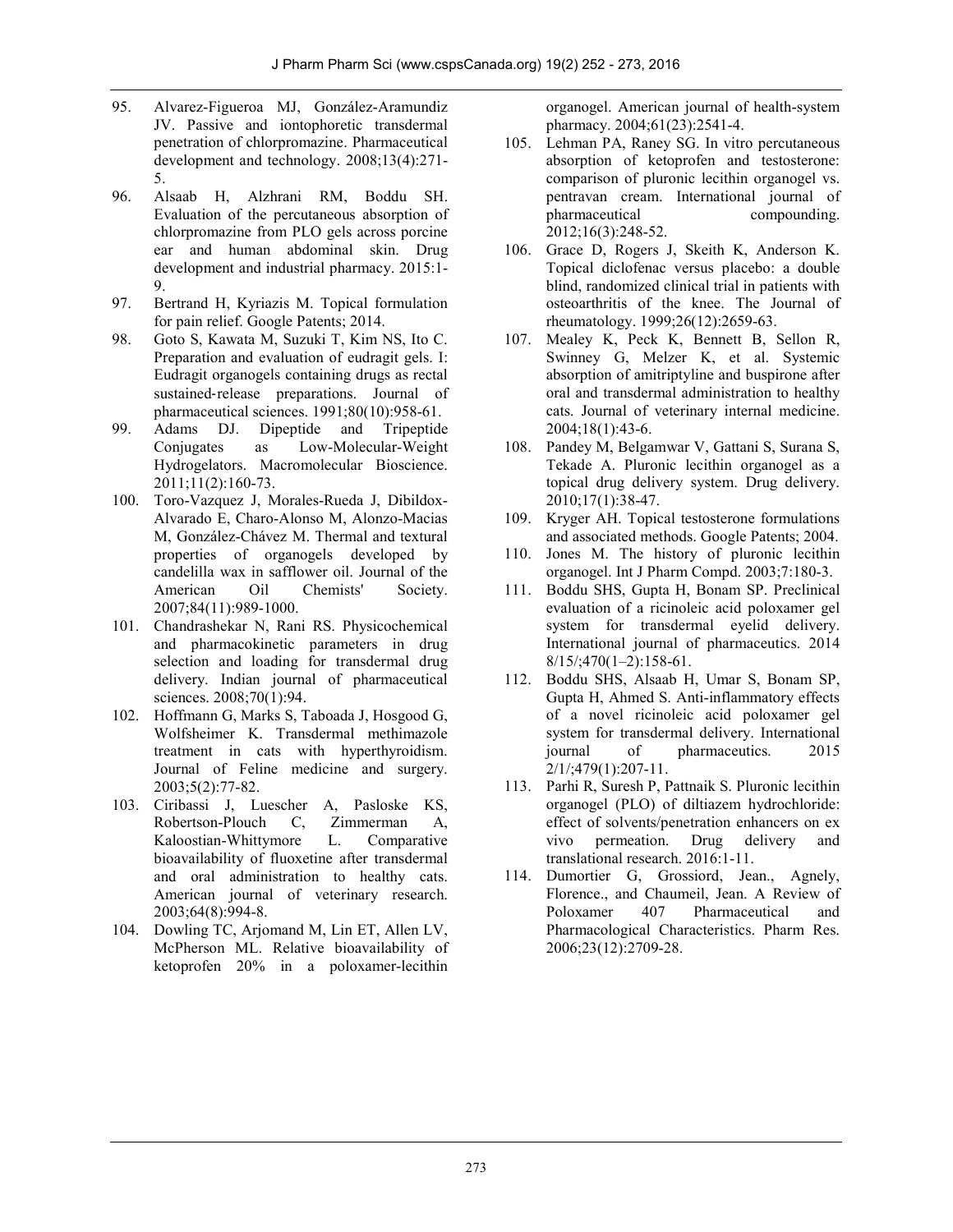95. Alvarez-Figueroa MJ, González-Aramundiz JV. Passive and iontophoretic transdermal penetration of chlorpromazine. Pharmaceutical development and technology. 2008;13(4):271-5.
96. Alsaab H, Alzhrani RM, Boddu SH. Evaluation of the percutaneous absorption of chlorpromazine from PLO gels across porcine ear and human abdominal skin. Drug development and industrial pharmacy. 2015:1-9.
97. Bertrand H, Kyriazis M. Topical formulation for pain relief. Google Patents; 2014.
98. Goto S, Kawata M, Suzuki T, Kim NS, Ito C. Preparation and evaluation of eudragit gels. I: Eudragit organogels containing drugs as rectal sustained‐release preparations. Journal of pharmaceutical sciences. 1991;80(10):958-61.
99. Adams DJ. Dipeptide and Tripeptide Conjugates as Low-Molecular-Weight Hydrogelators. Macromolecular Bioscience. 2011;11(2):160-73.
100. Toro-Vazquez J, Morales-Rueda J, Dibildox-Alvarado E, Charo-Alonso M, Alonzo-Macias M, González-Chávez M. Thermal and textural properties of organogels developed by candelilla wax in safflower oil. Journal of the American Oil Chemists' Society. 2007;84(11):989-1000.
101. Chandrashekar N, Rani RS. Physicochemical and pharmacokinetic parameters in drug selection and loading for transdermal drug delivery. Indian journal of pharmaceutical sciences. 2008;70(1):94.
102. Hoffmann G, Marks S, Taboada J, Hosgood G, Wolfsheimer K. Transdermal methimazole treatment in cats with hyperthyroidism. Journal of Feline medicine and surgery. 2003;5(2):77-82.
103. Ciribassi J, Luescher A, Pasloske KS, Robertson-Plouch C, Zimmerman A, Kaloostian-Whittymore L. Comparative bioavailability of fluoxetine after transdermal and oral administration to healthy cats. American journal of veterinary research. 2003;64(8):994-8.
104. Dowling TC, Arjomand M, Lin ET, Allen LV, McPherson ML. Relative bioavailability of ketoprofen 20% in a poloxamer-lecithin organogel. American journal of health-system pharmacy. 2004;61(23):2541-4.
105. Lehman PA, Raney SG. In vitro percutaneous absorption of ketoprofen and testosterone: comparison of pluronic lecithin organogel vs. pentravan cream. International journal of pharmaceutical compounding. 2012;16(3):248-52.
106. Grace D, Rogers J, Skeith K, Anderson K. Topical diclofenac versus placebo: a double blind, randomized clinical trial in patients with osteoarthritis of the knee. The Journal of rheumatology. 1999;26(12):2659-63.
107. Mealey K, Peck K, Bennett B, Sellon R, Swinney G, Melzer K, et al. Systemic absorption of amitriptyline and buspirone after oral and transdermal administration to healthy cats. Journal of veterinary internal medicine. 2004;18(1):43-6.
108. Pandey M, Belgamwar V, Gattani S, Surana S, Tekade A. Pluronic lecithin organogel as a topical drug delivery system. Drug delivery. 2010;17(1):38-47.
109. Kryger AH. Topical testosterone formulations and associated methods. Google Patents; 2004.
110. Jones M. The history of pluronic lecithin organogel. Int J Pharm Compd. 2003;7:180-3.
111. Boddu SHS, Gupta H, Bonam SP. Preclinical evaluation of a ricinoleic acid poloxamer gel system for transdermal eyelid delivery. International journal of pharmaceutics. 2014 8/15/;470(1–2):158-61.
112. Boddu SHS, Alsaab H, Umar S, Bonam SP, Gupta H, Ahmed S. Anti-inflammatory effects of a novel ricinoleic acid poloxamer gel system for transdermal delivery. International journal of pharmaceutics. 2015 2/1/;479(1):207-11.
113. Parhi R, Suresh P, Pattnaik S. Pluronic lecithin organogel (PLO) of diltiazem hydrochloride: effect of solvents/penetration enhancers on ex vivo permeation. Drug delivery and translational research. 2016:1-11.
114. Dumortier G, Grossiord, Jean., Agnely, Florence., and Chaumeil, Jean. A Review of Poloxamer 407 Pharmaceutical and Pharmacological Characteristics. Pharm Res. 2006;23(12):2709-28.